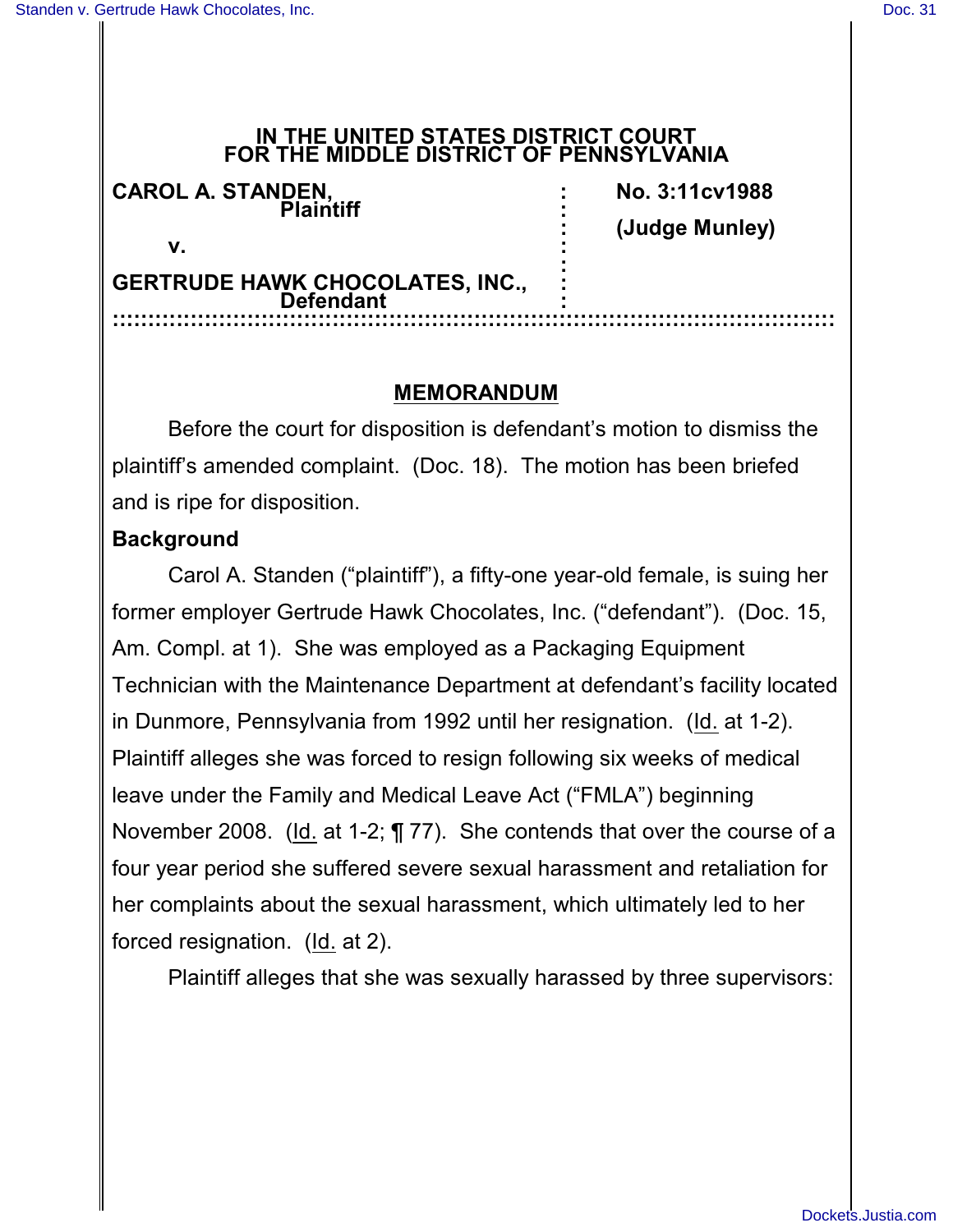**IN THE UNITED STATES DISTRICT COURT**
**FOR THE MIDDLE DISTRICT OF PENNSYLVANIA**

| | | |
|---|---|---|
| **CAROL A. STANDEN,** **Plaintiff** | : | **No. 3:11cv1988** |
| **v.** | : | **(Judge Munley)** |
| **GERTRUDE HAWK CHOCOLATES, INC.,** **Defendant** | : | |

## MEMORANDUM

Before the court for disposition is defendant's motion to dismiss the plaintiff's amended complaint. (Doc. 18). The motion has been briefed and is ripe for disposition.

**Background**

Carol A. Standen ("plaintiff"), a fifty-one year-old female, is suing her former employer Gertrude Hawk Chocolates, Inc. ("defendant"). (Doc. 15, Am. Compl. at 1). She was employed as a Packaging Equipment Technician with the Maintenance Department at defendant's facility located in Dunmore, Pennsylvania from 1992 until her resignation. (Id. at 1-2). Plaintiff alleges she was forced to resign following six weeks of medical leave under the Family and Medical Leave Act ("FMLA") beginning November 2008. (Id. at 1-2; ¶ 77). She contends that over the course of a four year period she suffered severe sexual harassment and retaliation for her complaints about the sexual harassment, which ultimately led to her forced resignation. (Id. at 2).

Plaintiff alleges that she was sexually harassed by three supervisors: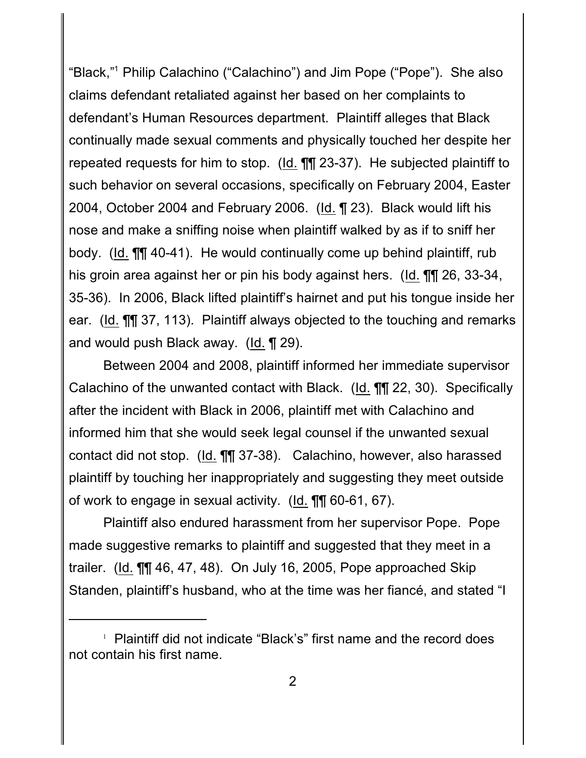"Black,"[1] Philip Calachino ("Calachino") and Jim Pope ("Pope"). She also claims defendant retaliated against her based on her complaints to defendant's Human Resources department. Plaintiff alleges that Black continually made sexual comments and physically touched her despite her repeated requests for him to stop. (Id. ¶¶ 23-37). He subjected plaintiff to such behavior on several occasions, specifically on February 2004, Easter 2004, October 2004 and February 2006. (Id. ¶ 23). Black would lift his nose and make a sniffing noise when plaintiff walked by as if to sniff her body. (Id. ¶¶ 40-41). He would continually come up behind plaintiff, rub his groin area against her or pin his body against hers. (Id. ¶¶ 26, 33-34, 35-36). In 2006, Black lifted plaintiff's hairnet and put his tongue inside her ear. (Id. ¶¶ 37, 113). Plaintiff always objected to the touching and remarks and would push Black away. (Id. ¶ 29).

Between 2004 and 2008, plaintiff informed her immediate supervisor Calachino of the unwanted contact with Black. (Id. ¶¶ 22, 30). Specifically after the incident with Black in 2006, plaintiff met with Calachino and informed him that she would seek legal counsel if the unwanted sexual contact did not stop. (Id. ¶¶ 37-38). Calachino, however, also harassed plaintiff by touching her inappropriately and suggesting they meet outside of work to engage in sexual activity. (Id. ¶¶ 60-61, 67).

Plaintiff also endured harassment from her supervisor Pope. Pope made suggestive remarks to plaintiff and suggested that they meet in a trailer. (Id. ¶¶ 46, 47, 48). On July 16, 2005, Pope approached Skip Standen, plaintiff's husband, who at the time was her fiancé, and stated "I

[1] Plaintiff did not indicate "Black's" first name and the record does not contain his first name.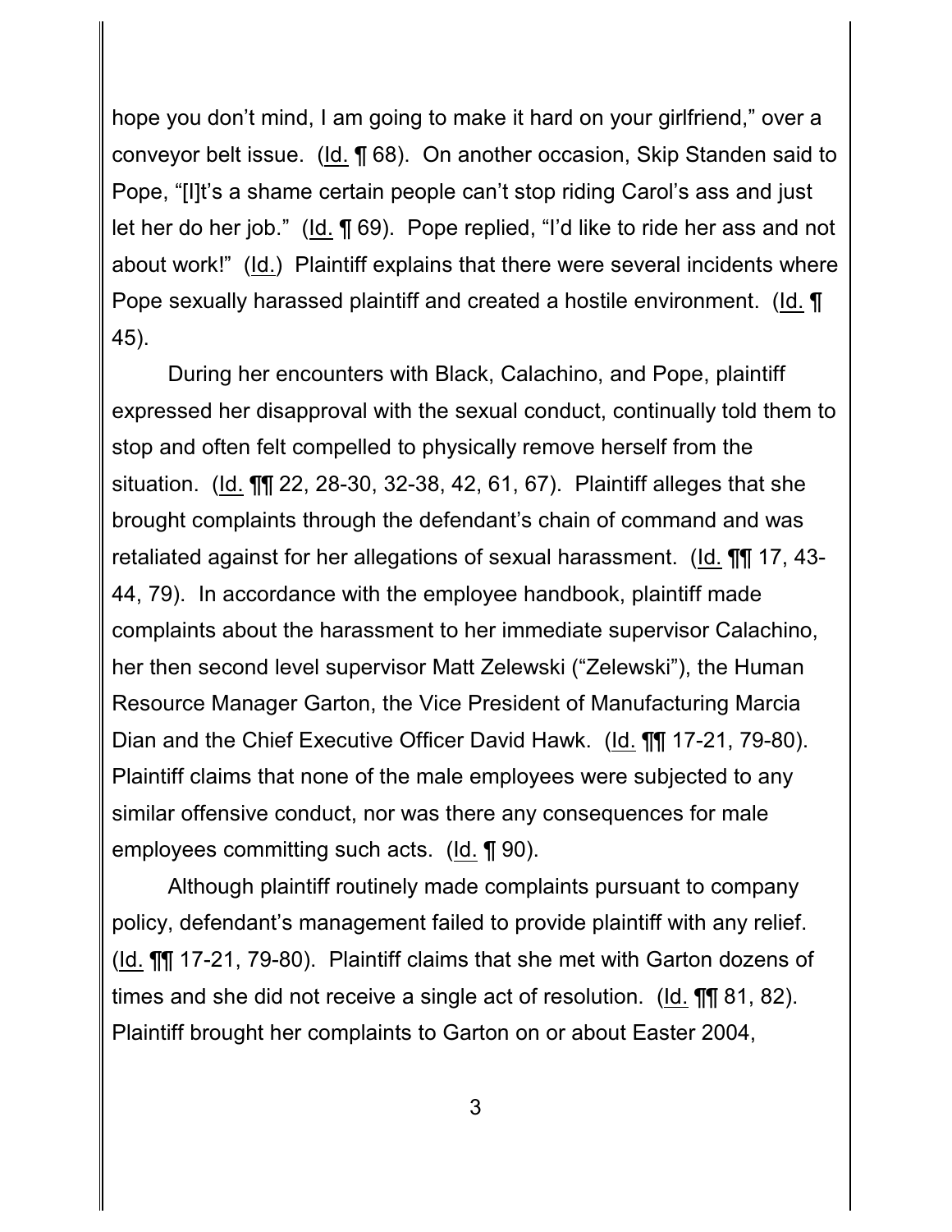hope you don't mind, I am going to make it hard on your girlfriend," over a conveyor belt issue. (Id. ¶ 68). On another occasion, Skip Standen said to Pope, "[I]t's a shame certain people can't stop riding Carol's ass and just let her do her job." (Id. ¶ 69). Pope replied, "I'd like to ride her ass and not about work!" (Id.) Plaintiff explains that there were several incidents where Pope sexually harassed plaintiff and created a hostile environment. (Id. ¶ 45).

During her encounters with Black, Calachino, and Pope, plaintiff expressed her disapproval with the sexual conduct, continually told them to stop and often felt compelled to physically remove herself from the situation. (Id. ¶¶ 22, 28-30, 32-38, 42, 61, 67). Plaintiff alleges that she brought complaints through the defendant's chain of command and was retaliated against for her allegations of sexual harassment. (Id. ¶¶ 17, 43-44, 79). In accordance with the employee handbook, plaintiff made complaints about the harassment to her immediate supervisor Calachino, her then second level supervisor Matt Zelewski ("Zelewski"), the Human Resource Manager Garton, the Vice President of Manufacturing Marcia Dian and the Chief Executive Officer David Hawk. (Id. ¶¶ 17-21, 79-80). Plaintiff claims that none of the male employees were subjected to any similar offensive conduct, nor was there any consequences for male employees committing such acts. (Id. ¶ 90).

Although plaintiff routinely made complaints pursuant to company policy, defendant's management failed to provide plaintiff with any relief. (Id. ¶¶ 17-21, 79-80). Plaintiff claims that she met with Garton dozens of times and she did not receive a single act of resolution. (Id. ¶¶ 81, 82). Plaintiff brought her complaints to Garton on or about Easter 2004,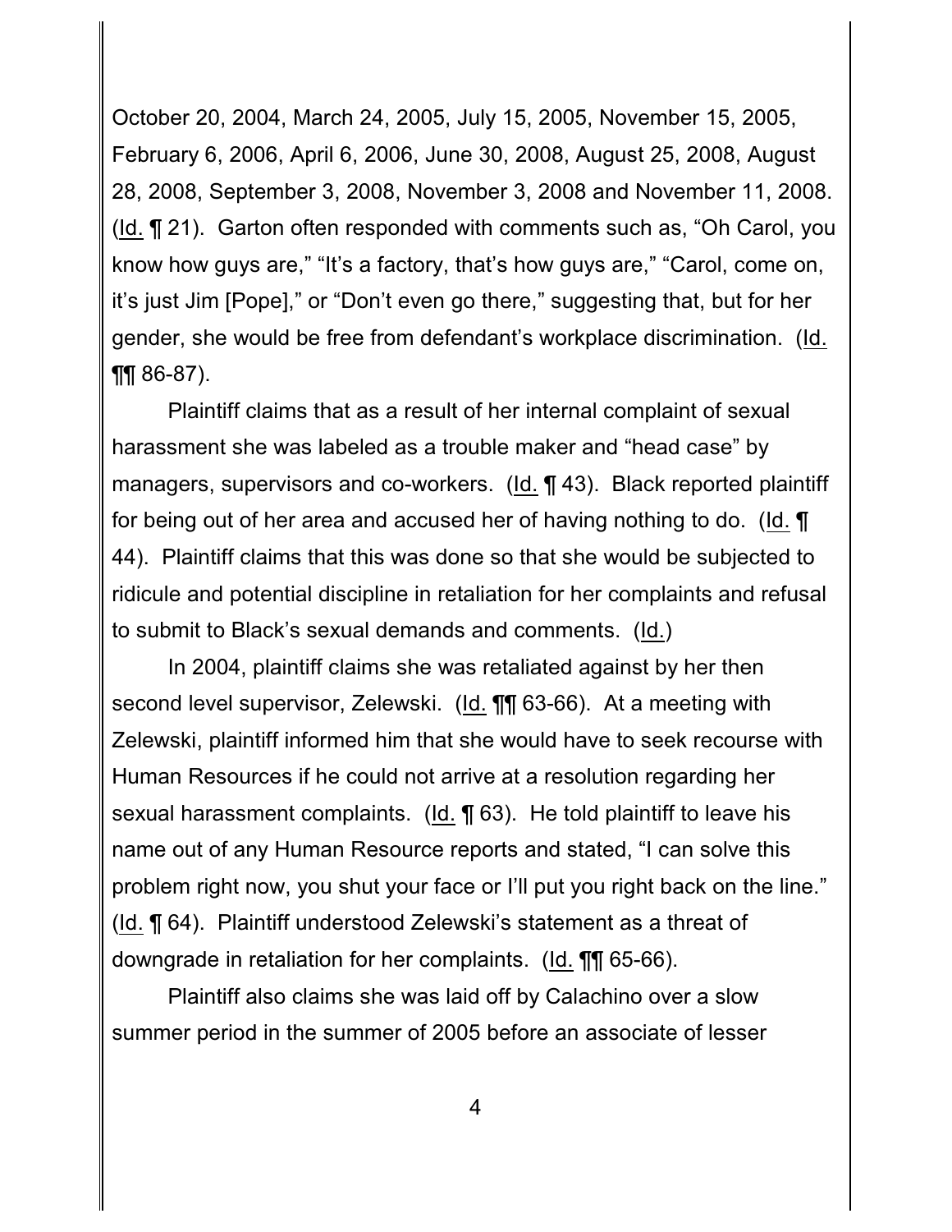October 20, 2004, March 24, 2005, July 15, 2005, November 15, 2005, February 6, 2006, April 6, 2006, June 30, 2008, August 25, 2008, August 28, 2008, September 3, 2008, November 3, 2008 and November 11, 2008. (Id. ¶ 21). Garton often responded with comments such as, "Oh Carol, you know how guys are," "It's a factory, that's how guys are," "Carol, come on, it's just Jim [Pope]," or "Don't even go there," suggesting that, but for her gender, she would be free from defendant's workplace discrimination. (Id. ¶¶ 86-87).

Plaintiff claims that as a result of her internal complaint of sexual harassment she was labeled as a trouble maker and "head case" by managers, supervisors and co-workers. (Id. ¶ 43). Black reported plaintiff for being out of her area and accused her of having nothing to do. (Id. ¶ 44). Plaintiff claims that this was done so that she would be subjected to ridicule and potential discipline in retaliation for her complaints and refusal to submit to Black's sexual demands and comments. (Id.)

In 2004, plaintiff claims she was retaliated against by her then second level supervisor, Zelewski. (Id. ¶¶ 63-66). At a meeting with Zelewski, plaintiff informed him that she would have to seek recourse with Human Resources if he could not arrive at a resolution regarding her sexual harassment complaints. (Id. ¶ 63). He told plaintiff to leave his name out of any Human Resource reports and stated, "I can solve this problem right now, you shut your face or I'll put you right back on the line." (Id. ¶ 64). Plaintiff understood Zelewski's statement as a threat of downgrade in retaliation for her complaints. (Id. ¶¶ 65-66).

Plaintiff also claims she was laid off by Calachino over a slow summer period in the summer of 2005 before an associate of lesser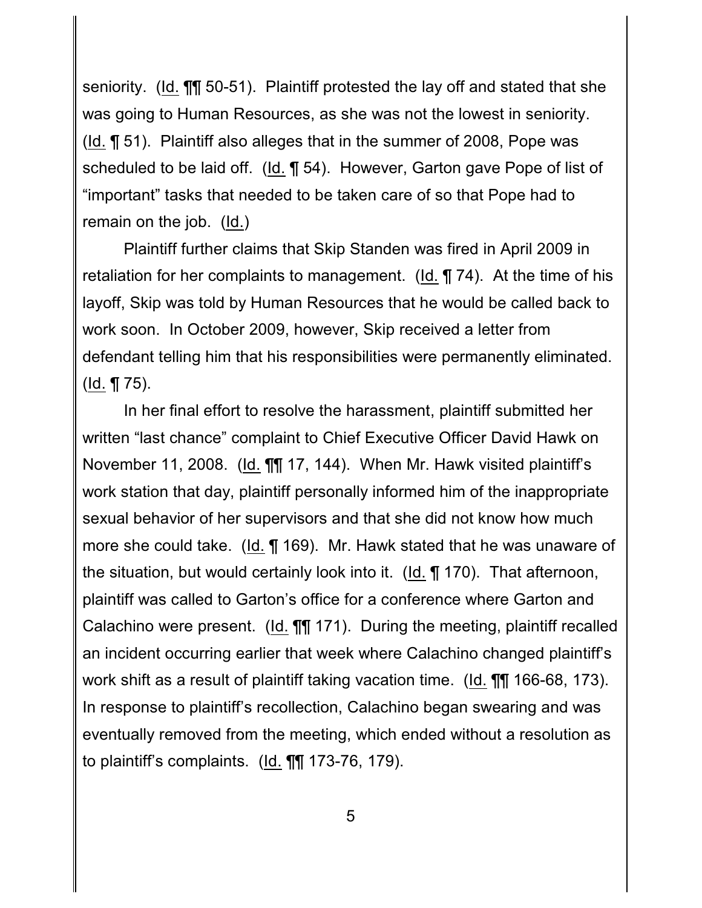seniority. (Id. ¶¶ 50-51). Plaintiff protested the lay off and stated that she was going to Human Resources, as she was not the lowest in seniority. (Id. ¶ 51). Plaintiff also alleges that in the summer of 2008, Pope was scheduled to be laid off. (Id. ¶ 54). However, Garton gave Pope of list of "important" tasks that needed to be taken care of so that Pope had to remain on the job. (Id.)

Plaintiff further claims that Skip Standen was fired in April 2009 in retaliation for her complaints to management. (Id. ¶ 74). At the time of his layoff, Skip was told by Human Resources that he would be called back to work soon. In October 2009, however, Skip received a letter from defendant telling him that his responsibilities were permanently eliminated. (Id. ¶ 75).

In her final effort to resolve the harassment, plaintiff submitted her written "last chance" complaint to Chief Executive Officer David Hawk on November 11, 2008. (Id. ¶¶ 17, 144). When Mr. Hawk visited plaintiff's work station that day, plaintiff personally informed him of the inappropriate sexual behavior of her supervisors and that she did not know how much more she could take. (Id. ¶ 169). Mr. Hawk stated that he was unaware of the situation, but would certainly look into it. (Id. ¶ 170). That afternoon, plaintiff was called to Garton's office for a conference where Garton and Calachino were present. (Id. ¶¶ 171). During the meeting, plaintiff recalled an incident occurring earlier that week where Calachino changed plaintiff's work shift as a result of plaintiff taking vacation time. (Id. ¶¶ 166-68, 173). In response to plaintiff's recollection, Calachino began swearing and was eventually removed from the meeting, which ended without a resolution as to plaintiff's complaints. (Id. ¶¶ 173-76, 179).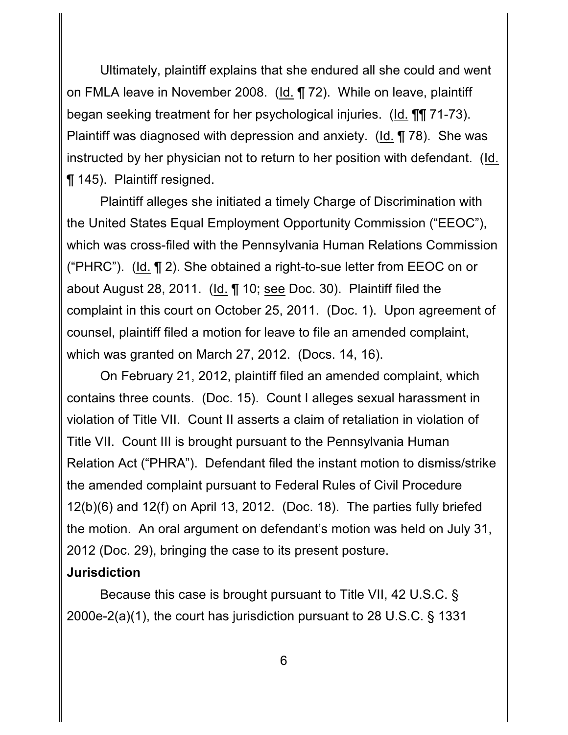Ultimately, plaintiff explains that she endured all she could and went on FMLA leave in November 2008. (Id. ¶ 72). While on leave, plaintiff began seeking treatment for her psychological injuries. (Id. ¶¶ 71-73). Plaintiff was diagnosed with depression and anxiety. (Id. ¶ 78). She was instructed by her physician not to return to her position with defendant. (Id. ¶ 145). Plaintiff resigned.

Plaintiff alleges she initiated a timely Charge of Discrimination with the United States Equal Employment Opportunity Commission ("EEOC"), which was cross-filed with the Pennsylvania Human Relations Commission ("PHRC"). (Id. ¶ 2). She obtained a right-to-sue letter from EEOC on or about August 28, 2011. (Id. ¶ 10; see Doc. 30). Plaintiff filed the complaint in this court on October 25, 2011. (Doc. 1). Upon agreement of counsel, plaintiff filed a motion for leave to file an amended complaint, which was granted on March 27, 2012. (Docs. 14, 16).

On February 21, 2012, plaintiff filed an amended complaint, which contains three counts. (Doc. 15). Count I alleges sexual harassment in violation of Title VII. Count II asserts a claim of retaliation in violation of Title VII. Count III is brought pursuant to the Pennsylvania Human Relation Act ("PHRA"). Defendant filed the instant motion to dismiss/strike the amended complaint pursuant to Federal Rules of Civil Procedure 12(b)(6) and 12(f) on April 13, 2012. (Doc. 18). The parties fully briefed the motion. An oral argument on defendant's motion was held on July 31, 2012 (Doc. 29), bringing the case to its present posture.

**Jurisdiction**

Because this case is brought pursuant to Title VII, 42 U.S.C. § 2000e-2(a)(1), the court has jurisdiction pursuant to 28 U.S.C. § 1331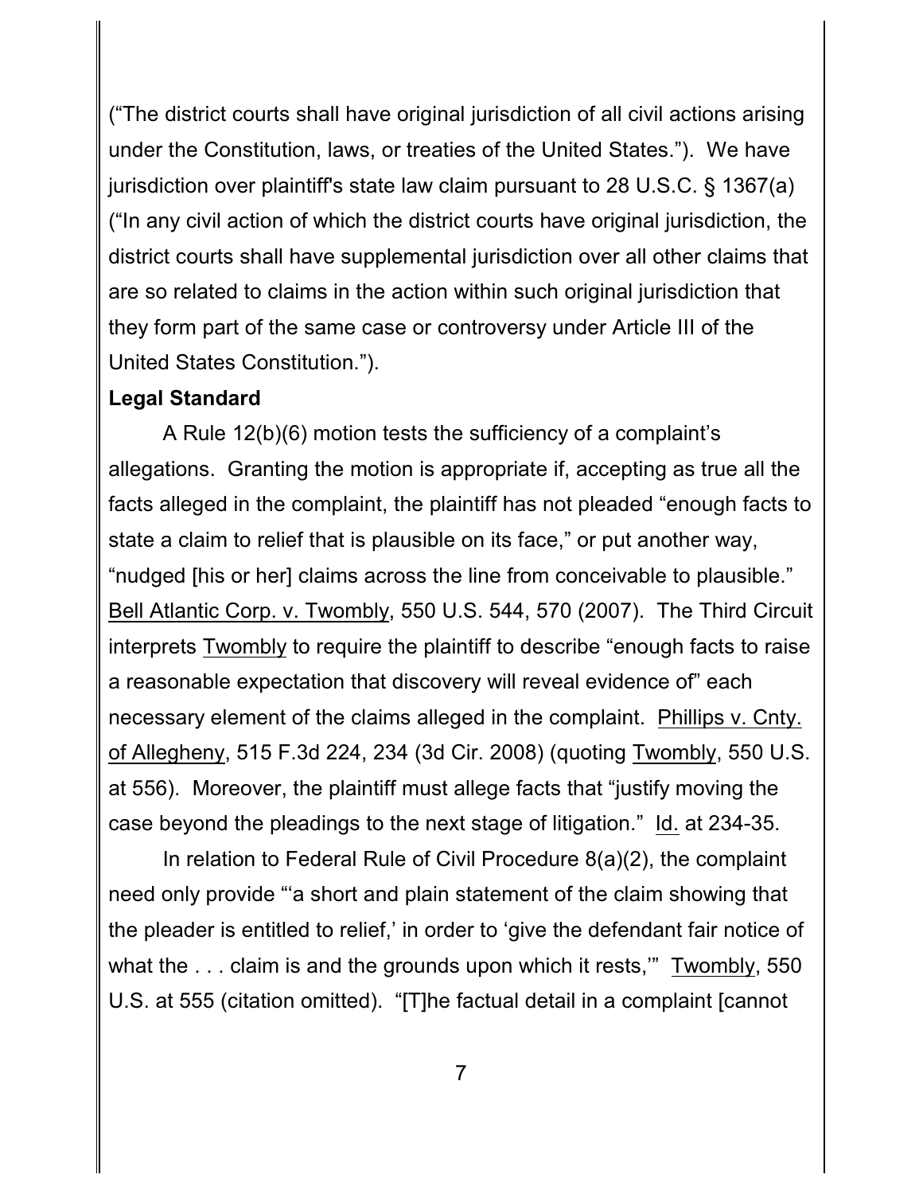("The district courts shall have original jurisdiction of all civil actions arising under the Constitution, laws, or treaties of the United States."). We have jurisdiction over plaintiff's state law claim pursuant to 28 U.S.C. § 1367(a) ("In any civil action of which the district courts have original jurisdiction, the district courts shall have supplemental jurisdiction over all other claims that are so related to claims in the action within such original jurisdiction that they form part of the same case or controversy under Article III of the United States Constitution.").

**Legal Standard**

A Rule 12(b)(6) motion tests the sufficiency of a complaint's allegations. Granting the motion is appropriate if, accepting as true all the facts alleged in the complaint, the plaintiff has not pleaded "enough facts to state a claim to relief that is plausible on its face," or put another way, "nudged [his or her] claims across the line from conceivable to plausible." Bell Atlantic Corp. v. Twombly, 550 U.S. 544, 570 (2007). The Third Circuit interprets Twombly to require the plaintiff to describe "enough facts to raise a reasonable expectation that discovery will reveal evidence of" each necessary element of the claims alleged in the complaint. Phillips v. Cnty. of Allegheny, 515 F.3d 224, 234 (3d Cir. 2008) (quoting Twombly, 550 U.S. at 556). Moreover, the plaintiff must allege facts that "justify moving the case beyond the pleadings to the next stage of litigation." Id. at 234-35.

In relation to Federal Rule of Civil Procedure 8(a)(2), the complaint need only provide "'a short and plain statement of the claim showing that the pleader is entitled to relief,' in order to 'give the defendant fair notice of what the . . . claim is and the grounds upon which it rests,'" Twombly, 550 U.S. at 555 (citation omitted). "[T]he factual detail in a complaint [cannot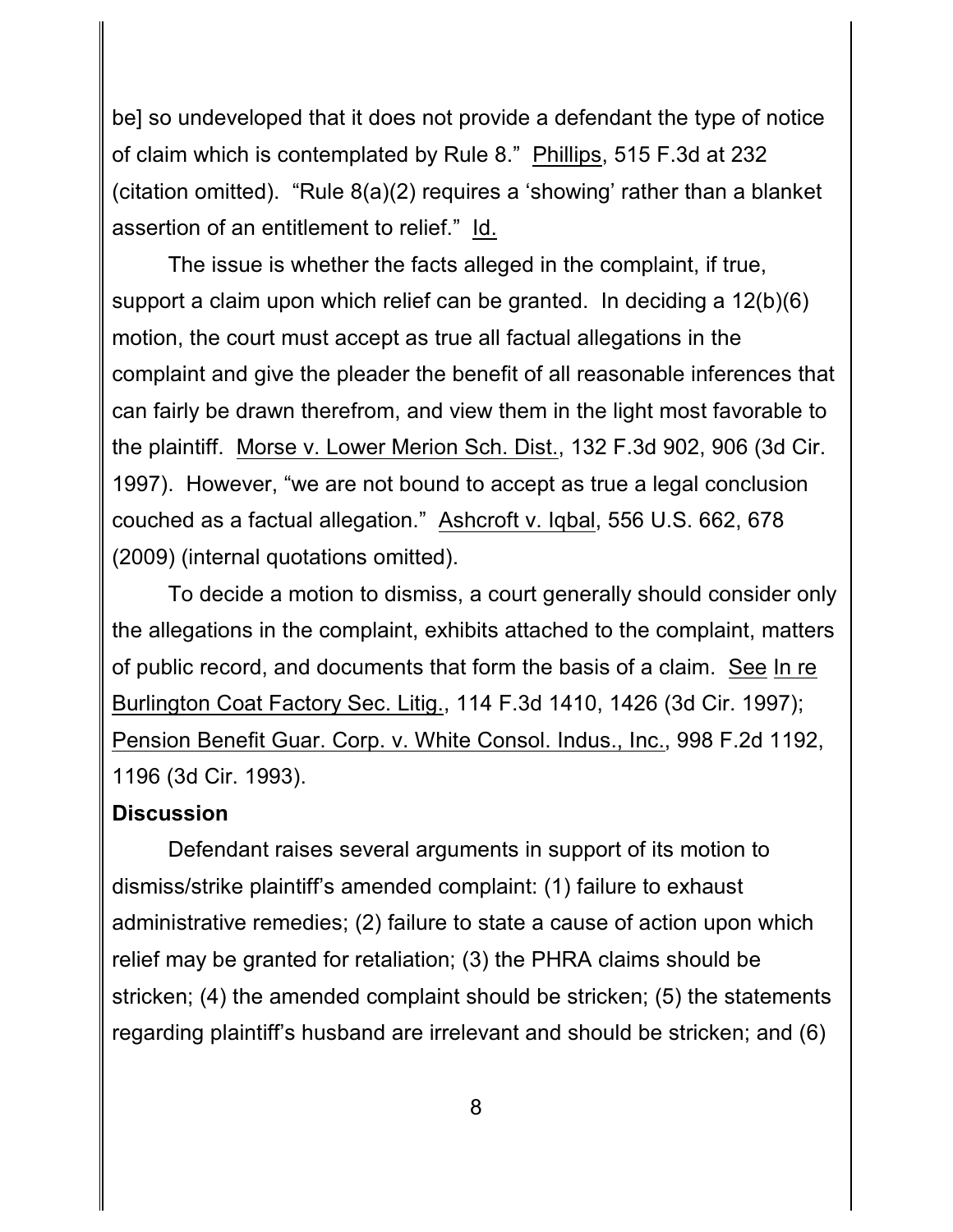be] so undeveloped that it does not provide a defendant the type of notice of claim which is contemplated by Rule 8." Phillips, 515 F.3d at 232 (citation omitted). "Rule 8(a)(2) requires a 'showing' rather than a blanket assertion of an entitlement to relief." Id.

The issue is whether the facts alleged in the complaint, if true, support a claim upon which relief can be granted. In deciding a 12(b)(6) motion, the court must accept as true all factual allegations in the complaint and give the pleader the benefit of all reasonable inferences that can fairly be drawn therefrom, and view them in the light most favorable to the plaintiff. Morse v. Lower Merion Sch. Dist., 132 F.3d 902, 906 (3d Cir. 1997). However, "we are not bound to accept as true a legal conclusion couched as a factual allegation." Ashcroft v. Iqbal, 556 U.S. 662, 678 (2009) (internal quotations omitted).

To decide a motion to dismiss, a court generally should consider only the allegations in the complaint, exhibits attached to the complaint, matters of public record, and documents that form the basis of a claim. See In re Burlington Coat Factory Sec. Litig., 114 F.3d 1410, 1426 (3d Cir. 1997); Pension Benefit Guar. Corp. v. White Consol. Indus., Inc., 998 F.2d 1192, 1196 (3d Cir. 1993).

**Discussion**

Defendant raises several arguments in support of its motion to dismiss/strike plaintiff's amended complaint: (1) failure to exhaust administrative remedies; (2) failure to state a cause of action upon which relief may be granted for retaliation; (3) the PHRA claims should be stricken; (4) the amended complaint should be stricken; (5) the statements regarding plaintiff's husband are irrelevant and should be stricken; and (6)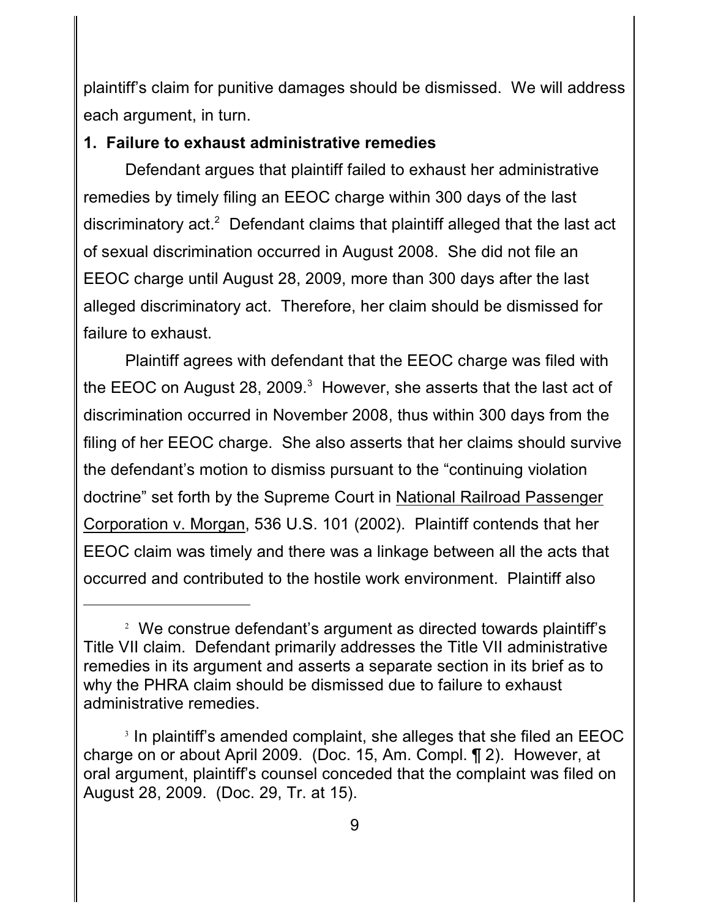plaintiff's claim for punitive damages should be dismissed. We will address each argument, in turn.

**1. Failure to exhaust administrative remedies**

Defendant argues that plaintiff failed to exhaust her administrative remedies by timely filing an EEOC charge within 300 days of the last discriminatory act.[2] Defendant claims that plaintiff alleged that the last act of sexual discrimination occurred in August 2008. She did not file an EEOC charge until August 28, 2009, more than 300 days after the last alleged discriminatory act. Therefore, her claim should be dismissed for failure to exhaust.

Plaintiff agrees with defendant that the EEOC charge was filed with the EEOC on August 28, 2009.[3] However, she asserts that the last act of discrimination occurred in November 2008, thus within 300 days from the filing of her EEOC charge. She also asserts that her claims should survive the defendant's motion to dismiss pursuant to the "continuing violation doctrine" set forth by the Supreme Court in National Railroad Passenger Corporation v. Morgan, 536 U.S. 101 (2002). Plaintiff contends that her EEOC claim was timely and there was a linkage between all the acts that occurred and contributed to the hostile work environment. Plaintiff also

---

[2] We construe defendant's argument as directed towards plaintiff's Title VII claim. Defendant primarily addresses the Title VII administrative remedies in its argument and asserts a separate section in its brief as to why the PHRA claim should be dismissed due to failure to exhaust administrative remedies.

[3] In plaintiff's amended complaint, she alleges that she filed an EEOC charge on or about April 2009. (Doc. 15, Am. Compl. ¶ 2). However, at oral argument, plaintiff's counsel conceded that the complaint was filed on August 28, 2009. (Doc. 29, Tr. at 15).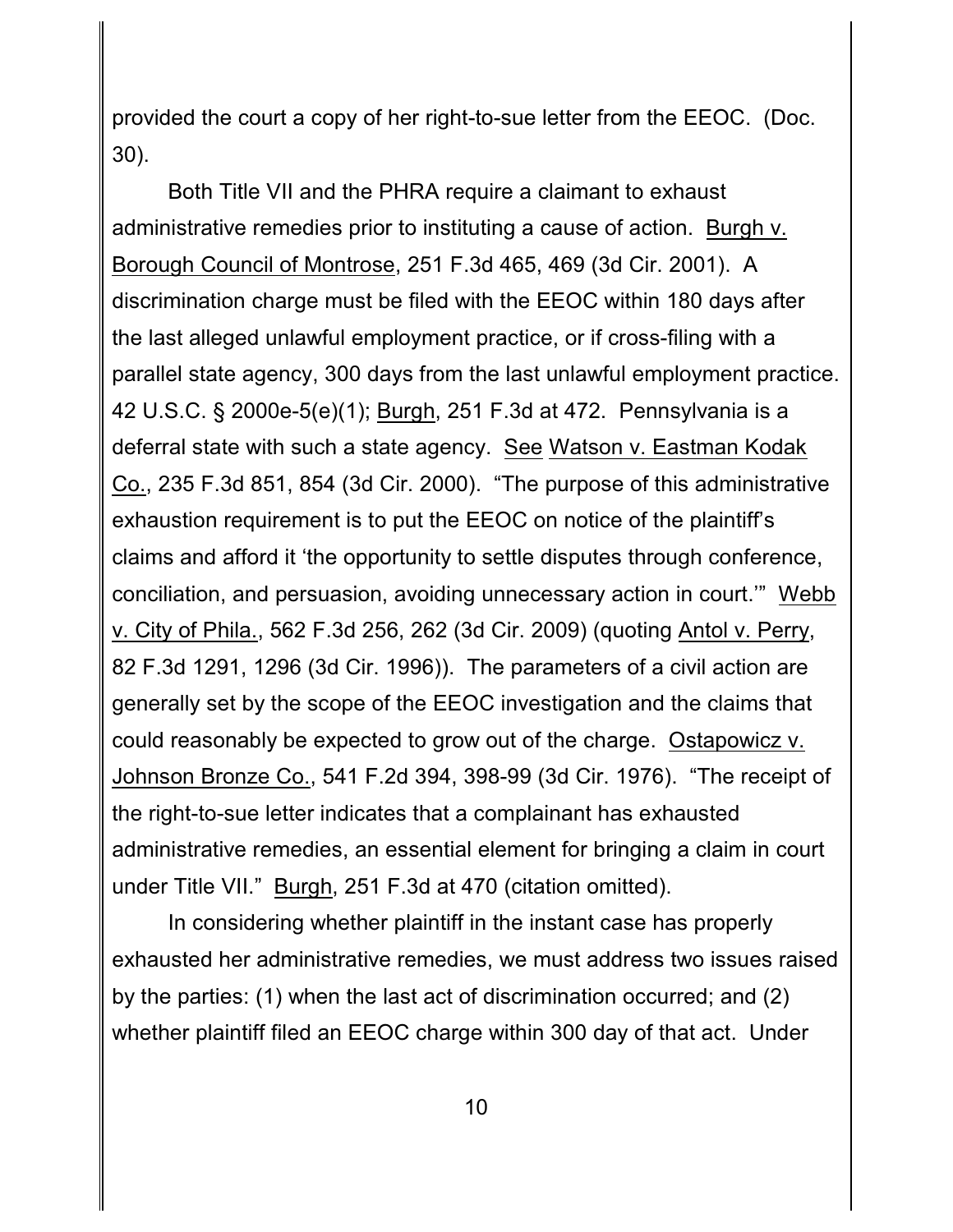provided the court a copy of her right-to-sue letter from the EEOC. (Doc. 30).

Both Title VII and the PHRA require a claimant to exhaust administrative remedies prior to instituting a cause of action. Burgh v. Borough Council of Montrose, 251 F.3d 465, 469 (3d Cir. 2001). A discrimination charge must be filed with the EEOC within 180 days after the last alleged unlawful employment practice, or if cross-filing with a parallel state agency, 300 days from the last unlawful employment practice. 42 U.S.C. § 2000e-5(e)(1); Burgh, 251 F.3d at 472. Pennsylvania is a deferral state with such a state agency. See Watson v. Eastman Kodak Co., 235 F.3d 851, 854 (3d Cir. 2000). "The purpose of this administrative exhaustion requirement is to put the EEOC on notice of the plaintiff's claims and afford it 'the opportunity to settle disputes through conference, conciliation, and persuasion, avoiding unnecessary action in court.'" Webb v. City of Phila., 562 F.3d 256, 262 (3d Cir. 2009) (quoting Antol v. Perry, 82 F.3d 1291, 1296 (3d Cir. 1996)). The parameters of a civil action are generally set by the scope of the EEOC investigation and the claims that could reasonably be expected to grow out of the charge. Ostapowicz v. Johnson Bronze Co., 541 F.2d 394, 398-99 (3d Cir. 1976). "The receipt of the right-to-sue letter indicates that a complainant has exhausted administrative remedies, an essential element for bringing a claim in court under Title VII." Burgh, 251 F.3d at 470 (citation omitted).

In considering whether plaintiff in the instant case has properly exhausted her administrative remedies, we must address two issues raised by the parties: (1) when the last act of discrimination occurred; and (2) whether plaintiff filed an EEOC charge within 300 day of that act. Under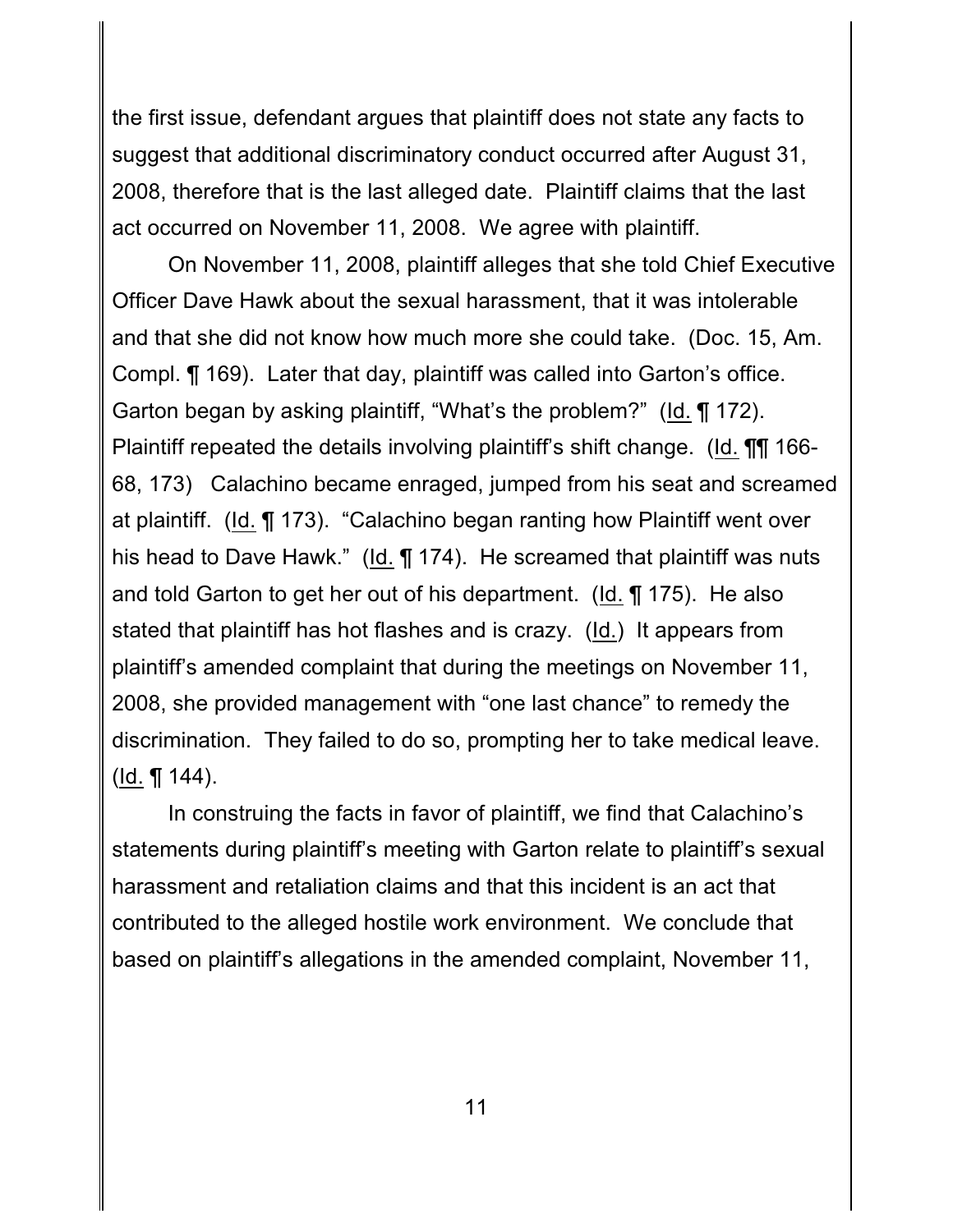the first issue, defendant argues that plaintiff does not state any facts to suggest that additional discriminatory conduct occurred after August 31, 2008, therefore that is the last alleged date. Plaintiff claims that the last act occurred on November 11, 2008. We agree with plaintiff.

On November 11, 2008, plaintiff alleges that she told Chief Executive Officer Dave Hawk about the sexual harassment, that it was intolerable and that she did not know how much more she could take. (Doc. 15, Am. Compl. ¶ 169). Later that day, plaintiff was called into Garton's office. Garton began by asking plaintiff, "What's the problem?" (Id. ¶ 172). Plaintiff repeated the details involving plaintiff's shift change. (Id. ¶¶ 166-68, 173) Calachino became enraged, jumped from his seat and screamed at plaintiff. (Id. ¶ 173). "Calachino began ranting how Plaintiff went over his head to Dave Hawk." (Id. ¶ 174). He screamed that plaintiff was nuts and told Garton to get her out of his department. (Id. ¶ 175). He also stated that plaintiff has hot flashes and is crazy. (Id.) It appears from plaintiff's amended complaint that during the meetings on November 11, 2008, she provided management with "one last chance" to remedy the discrimination. They failed to do so, prompting her to take medical leave. (Id. ¶ 144).

In construing the facts in favor of plaintiff, we find that Calachino's statements during plaintiff's meeting with Garton relate to plaintiff's sexual harassment and retaliation claims and that this incident is an act that contributed to the alleged hostile work environment. We conclude that based on plaintiff's allegations in the amended complaint, November 11,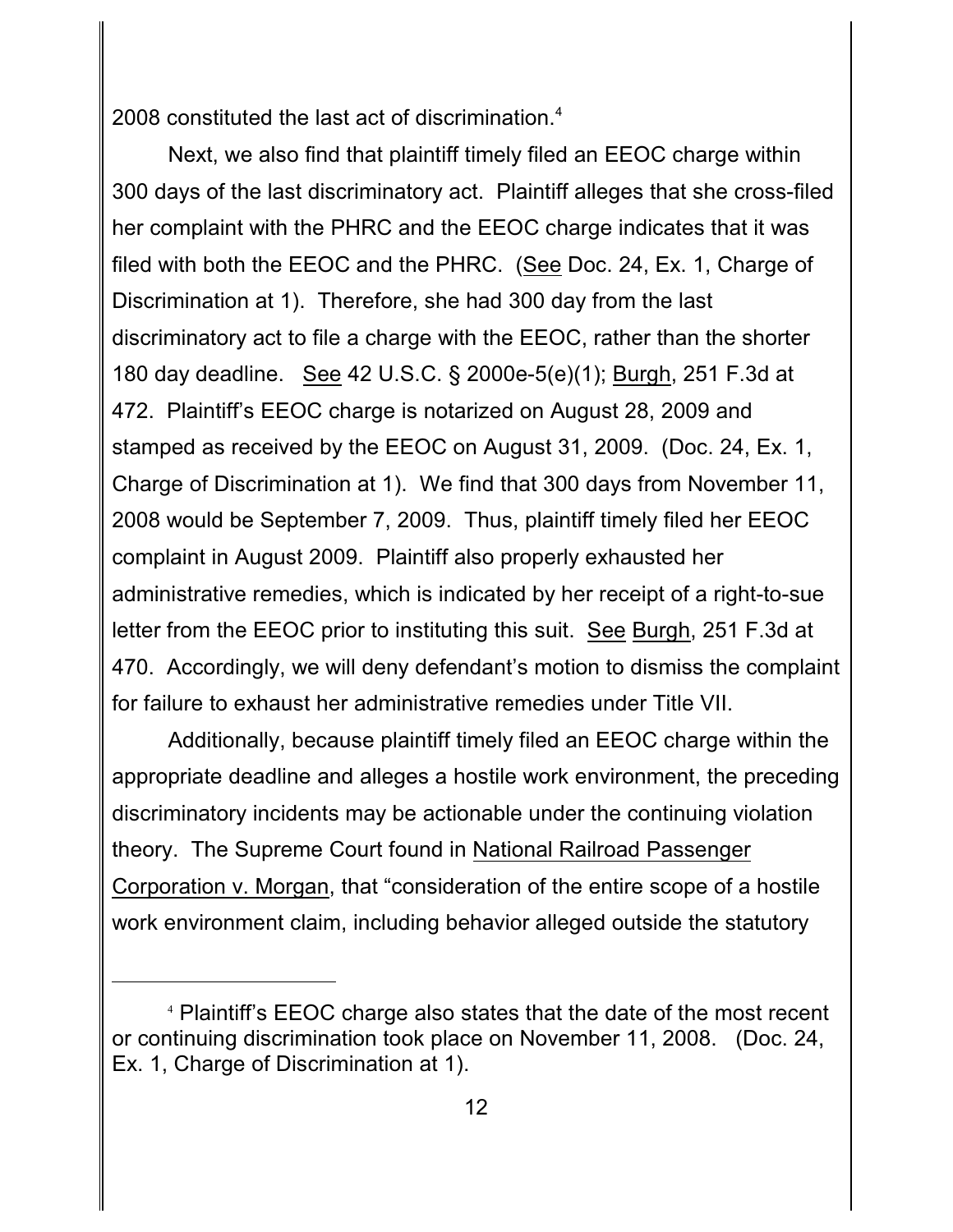2008 constituted the last act of discrimination.[4]

Next, we also find that plaintiff timely filed an EEOC charge within 300 days of the last discriminatory act. Plaintiff alleges that she cross-filed her complaint with the PHRC and the EEOC charge indicates that it was filed with both the EEOC and the PHRC. (See Doc. 24, Ex. 1, Charge of Discrimination at 1). Therefore, she had 300 day from the last discriminatory act to file a charge with the EEOC, rather than the shorter 180 day deadline. See 42 U.S.C. § 2000e-5(e)(1); Burgh, 251 F.3d at 472. Plaintiff's EEOC charge is notarized on August 28, 2009 and stamped as received by the EEOC on August 31, 2009. (Doc. 24, Ex. 1, Charge of Discrimination at 1). We find that 300 days from November 11, 2008 would be September 7, 2009. Thus, plaintiff timely filed her EEOC complaint in August 2009. Plaintiff also properly exhausted her administrative remedies, which is indicated by her receipt of a right-to-sue letter from the EEOC prior to instituting this suit. See Burgh, 251 F.3d at 470. Accordingly, we will deny defendant's motion to dismiss the complaint for failure to exhaust her administrative remedies under Title VII.

Additionally, because plaintiff timely filed an EEOC charge within the appropriate deadline and alleges a hostile work environment, the preceding discriminatory incidents may be actionable under the continuing violation theory. The Supreme Court found in National Railroad Passenger Corporation v. Morgan, that "consideration of the entire scope of a hostile work environment claim, including behavior alleged outside the statutory

[4] Plaintiff's EEOC charge also states that the date of the most recent or continuing discrimination took place on November 11, 2008. (Doc. 24, Ex. 1, Charge of Discrimination at 1).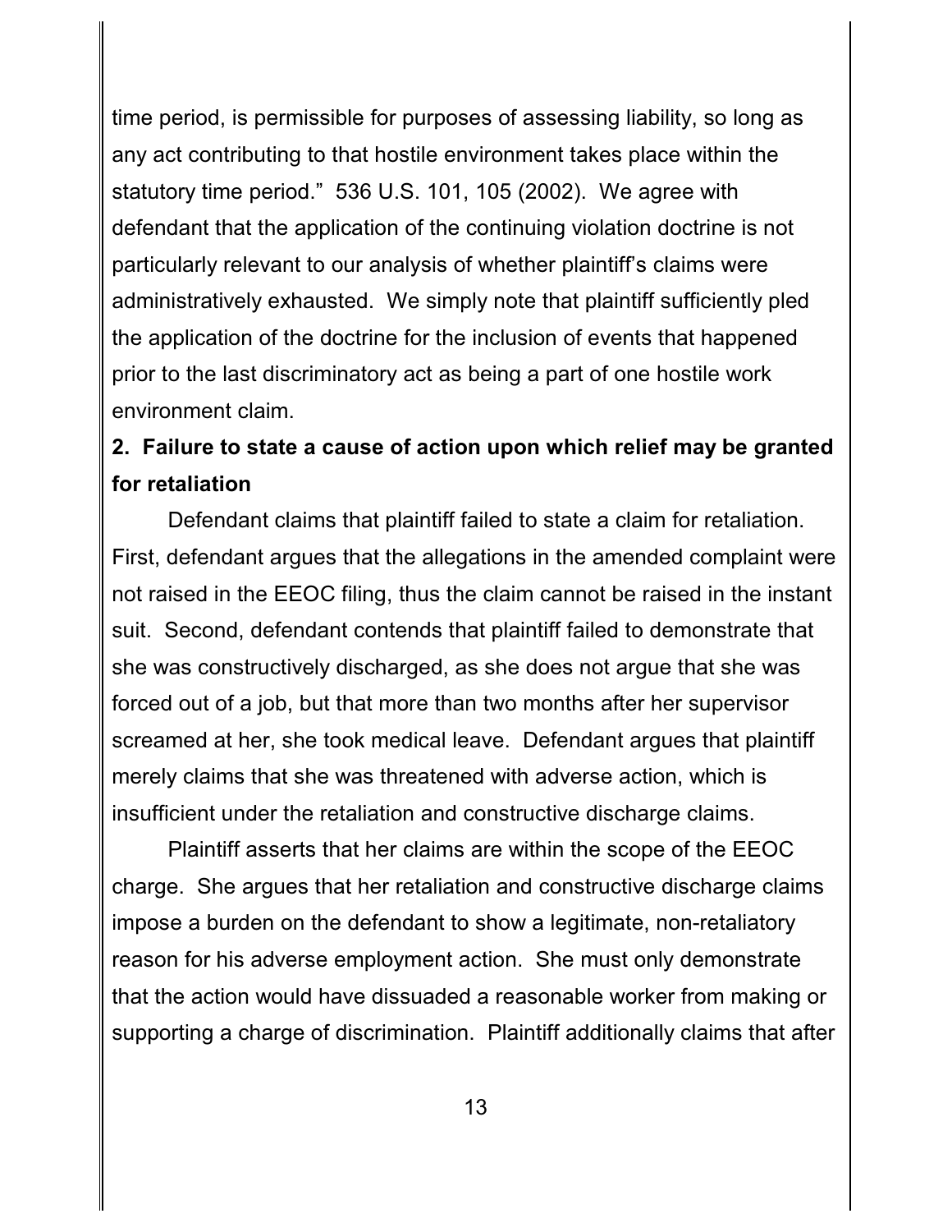time period, is permissible for purposes of assessing liability, so long as any act contributing to that hostile environment takes place within the statutory time period." 536 U.S. 101, 105 (2002). We agree with defendant that the application of the continuing violation doctrine is not particularly relevant to our analysis of whether plaintiff's claims were administratively exhausted. We simply note that plaintiff sufficiently pled the application of the doctrine for the inclusion of events that happened prior to the last discriminatory act as being a part of one hostile work environment claim.

**2. Failure to state a cause of action upon which relief may be granted for retaliation**

Defendant claims that plaintiff failed to state a claim for retaliation. First, defendant argues that the allegations in the amended complaint were not raised in the EEOC filing, thus the claim cannot be raised in the instant suit. Second, defendant contends that plaintiff failed to demonstrate that she was constructively discharged, as she does not argue that she was forced out of a job, but that more than two months after her supervisor screamed at her, she took medical leave. Defendant argues that plaintiff merely claims that she was threatened with adverse action, which is insufficient under the retaliation and constructive discharge claims.

Plaintiff asserts that her claims are within the scope of the EEOC charge. She argues that her retaliation and constructive discharge claims impose a burden on the defendant to show a legitimate, non-retaliatory reason for his adverse employment action. She must only demonstrate that the action would have dissuaded a reasonable worker from making or supporting a charge of discrimination. Plaintiff additionally claims that after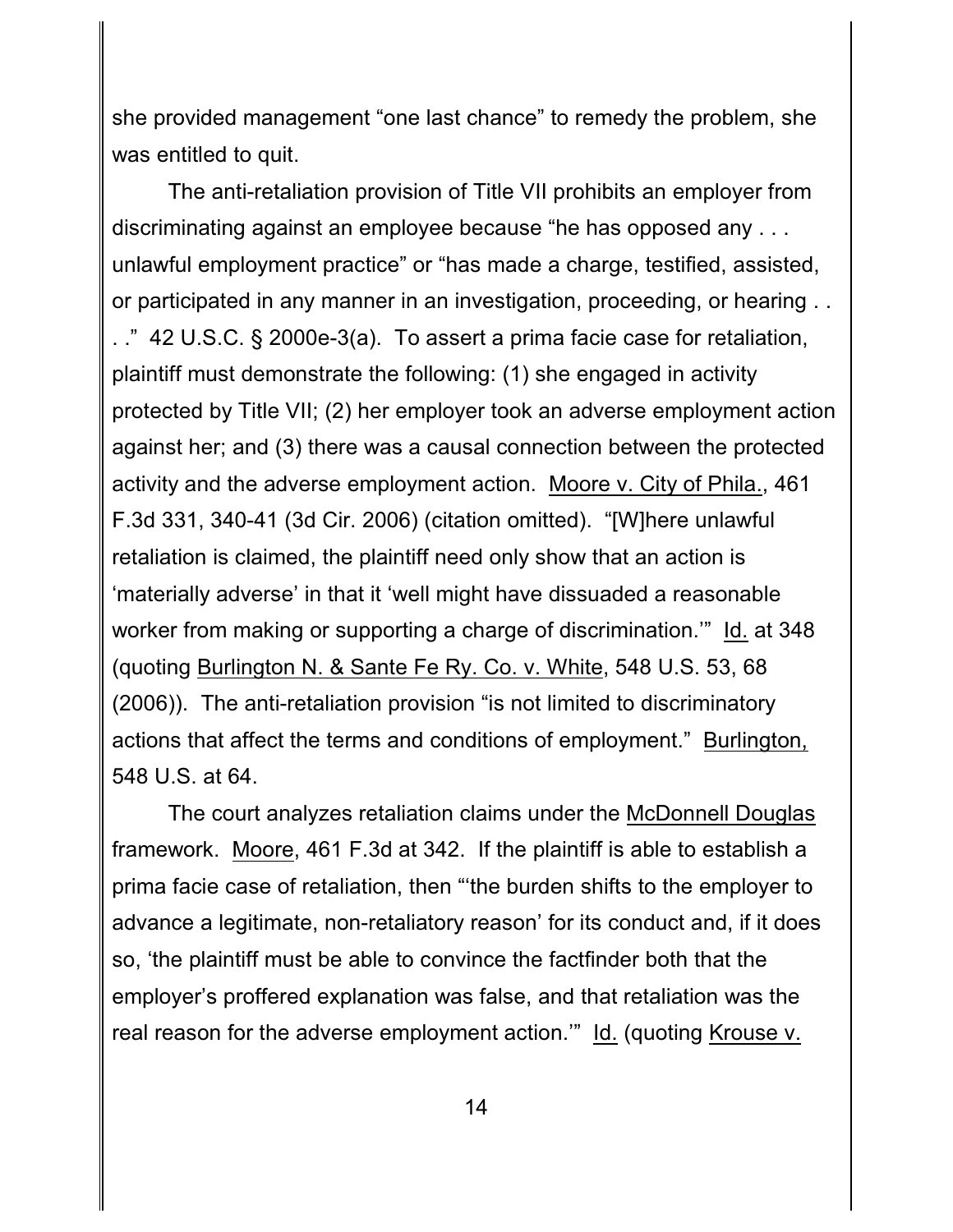she provided management “one last chance” to remedy the problem, she was entitled to quit.

The anti-retaliation provision of Title VII prohibits an employer from discriminating against an employee because “he has opposed any . . . unlawful employment practice” or “has made a charge, testified, assisted, or participated in any manner in an investigation, proceeding, or hearing . . . .” 42 U.S.C. § 2000e-3(a). To assert a prima facie case for retaliation, plaintiff must demonstrate the following: (1) she engaged in activity protected by Title VII; (2) her employer took an adverse employment action against her; and (3) there was a causal connection between the protected activity and the adverse employment action. Moore v. City of Phila., 461 F.3d 331, 340-41 (3d Cir. 2006) (citation omitted). “[W]here unlawful retaliation is claimed, the plaintiff need only show that an action is ‘materially adverse’ in that it ‘well might have dissuaded a reasonable worker from making or supporting a charge of discrimination.’” Id. at 348 (quoting Burlington N. & Sante Fe Ry. Co. v. White, 548 U.S. 53, 68 (2006)). The anti-retaliation provision “is not limited to discriminatory actions that affect the terms and conditions of employment.” Burlington, 548 U.S. at 64.

The court analyzes retaliation claims under the McDonnell Douglas framework. Moore, 461 F.3d at 342. If the plaintiff is able to establish a prima facie case of retaliation, then “‘the burden shifts to the employer to advance a legitimate, non-retaliatory reason’ for its conduct and, if it does so, ‘the plaintiff must be able to convince the factfinder both that the employer’s proffered explanation was false, and that retaliation was the real reason for the adverse employment action.’” Id. (quoting Krouse v.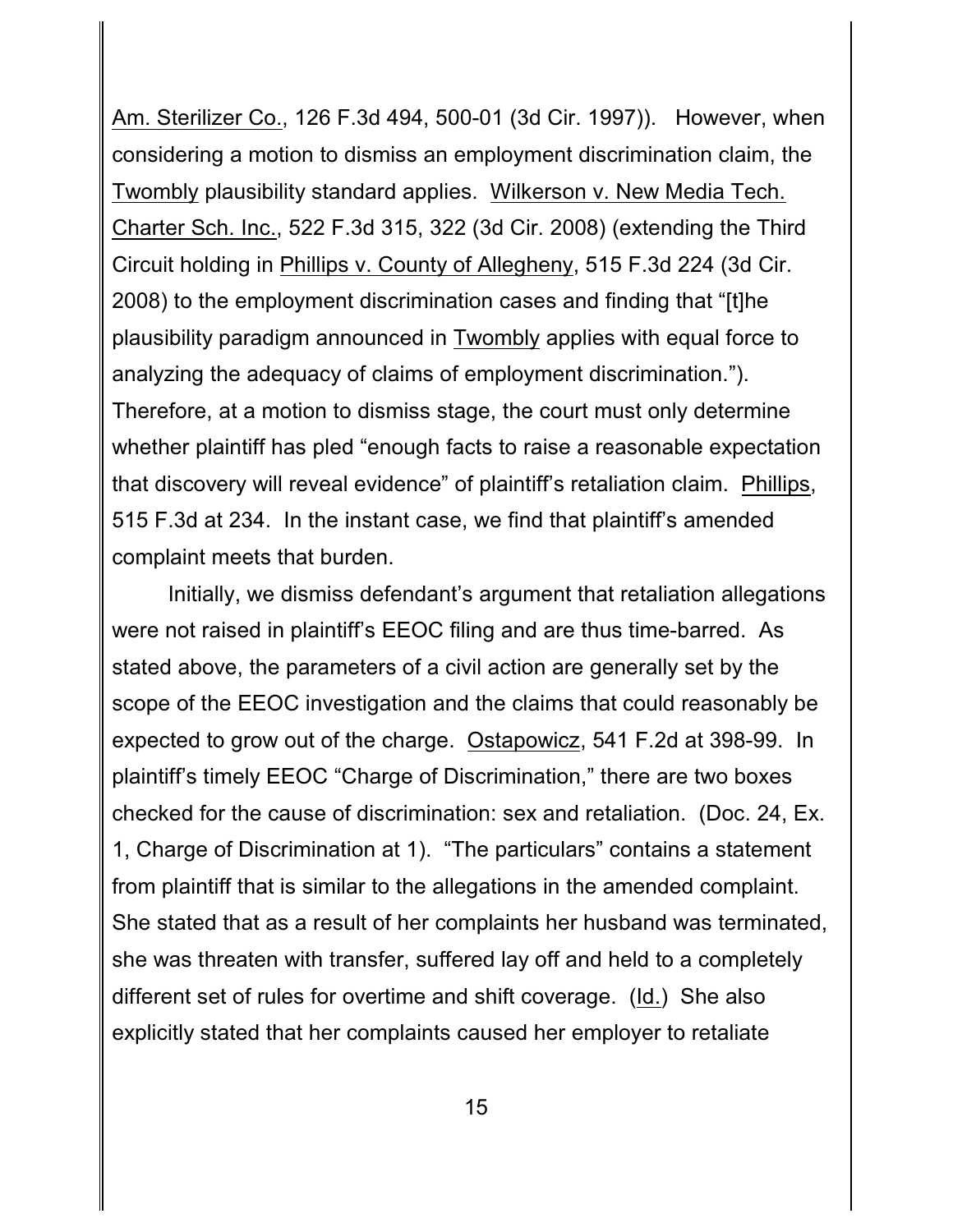Am. Sterilizer Co., 126 F.3d 494, 500-01 (3d Cir. 1997)). However, when considering a motion to dismiss an employment discrimination claim, the Twombly plausibility standard applies. Wilkerson v. New Media Tech. Charter Sch. Inc., 522 F.3d 315, 322 (3d Cir. 2008) (extending the Third Circuit holding in Phillips v. County of Allegheny, 515 F.3d 224 (3d Cir. 2008) to the employment discrimination cases and finding that "[t]he plausibility paradigm announced in Twombly applies with equal force to analyzing the adequacy of claims of employment discrimination."). Therefore, at a motion to dismiss stage, the court must only determine whether plaintiff has pled "enough facts to raise a reasonable expectation that discovery will reveal evidence" of plaintiff's retaliation claim. Phillips, 515 F.3d at 234. In the instant case, we find that plaintiff's amended complaint meets that burden.

Initially, we dismiss defendant's argument that retaliation allegations were not raised in plaintiff's EEOC filing and are thus time-barred. As stated above, the parameters of a civil action are generally set by the scope of the EEOC investigation and the claims that could reasonably be expected to grow out of the charge. Ostapowicz, 541 F.2d at 398-99. In plaintiff's timely EEOC "Charge of Discrimination," there are two boxes checked for the cause of discrimination: sex and retaliation. (Doc. 24, Ex. 1, Charge of Discrimination at 1). "The particulars" contains a statement from plaintiff that is similar to the allegations in the amended complaint. She stated that as a result of her complaints her husband was terminated, she was threaten with transfer, suffered lay off and held to a completely different set of rules for overtime and shift coverage. (Id.) She also explicitly stated that her complaints caused her employer to retaliate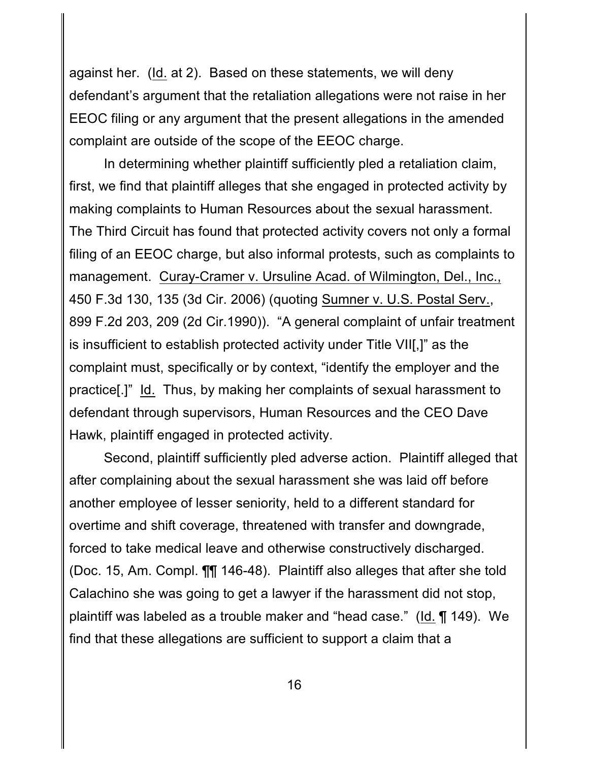against her. (Id. at 2). Based on these statements, we will deny defendant's argument that the retaliation allegations were not raise in her EEOC filing or any argument that the present allegations in the amended complaint are outside of the scope of the EEOC charge.

In determining whether plaintiff sufficiently pled a retaliation claim, first, we find that plaintiff alleges that she engaged in protected activity by making complaints to Human Resources about the sexual harassment. The Third Circuit has found that protected activity covers not only a formal filing of an EEOC charge, but also informal protests, such as complaints to management. Curay-Cramer v. Ursuline Acad. of Wilmington, Del., Inc., 450 F.3d 130, 135 (3d Cir. 2006) (quoting Sumner v. U.S. Postal Serv., 899 F.2d 203, 209 (2d Cir.1990)). "A general complaint of unfair treatment is insufficient to establish protected activity under Title VII[,]" as the complaint must, specifically or by context, "identify the employer and the practice[.]" Id. Thus, by making her complaints of sexual harassment to defendant through supervisors, Human Resources and the CEO Dave Hawk, plaintiff engaged in protected activity.

Second, plaintiff sufficiently pled adverse action. Plaintiff alleged that after complaining about the sexual harassment she was laid off before another employee of lesser seniority, held to a different standard for overtime and shift coverage, threatened with transfer and downgrade, forced to take medical leave and otherwise constructively discharged. (Doc. 15, Am. Compl. ¶¶ 146-48). Plaintiff also alleges that after she told Calachino she was going to get a lawyer if the harassment did not stop, plaintiff was labeled as a trouble maker and "head case." (Id. ¶ 149). We find that these allegations are sufficient to support a claim that a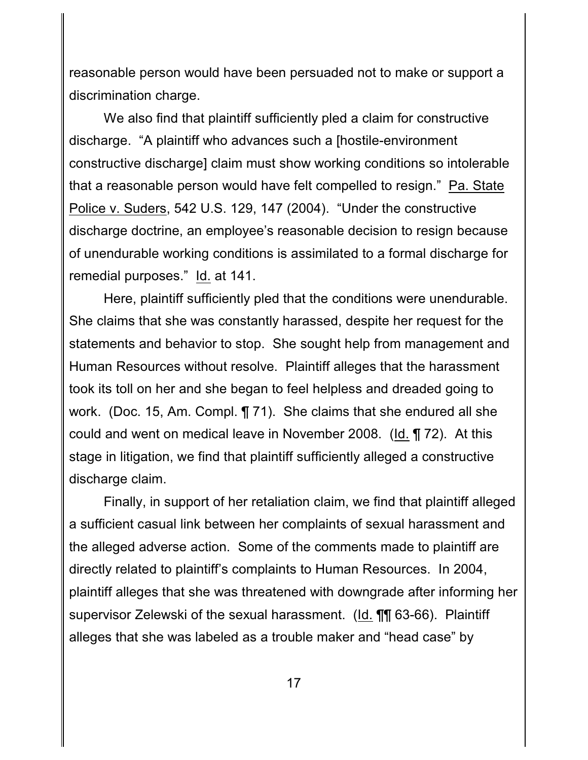reasonable person would have been persuaded not to make or support a discrimination charge.

We also find that plaintiff sufficiently pled a claim for constructive discharge. "A plaintiff who advances such a [hostile-environment constructive discharge] claim must show working conditions so intolerable that a reasonable person would have felt compelled to resign." Pa. State Police v. Suders, 542 U.S. 129, 147 (2004). "Under the constructive discharge doctrine, an employee's reasonable decision to resign because of unendurable working conditions is assimilated to a formal discharge for remedial purposes." Id. at 141.

Here, plaintiff sufficiently pled that the conditions were unendurable. She claims that she was constantly harassed, despite her request for the statements and behavior to stop. She sought help from management and Human Resources without resolve. Plaintiff alleges that the harassment took its toll on her and she began to feel helpless and dreaded going to work. (Doc. 15, Am. Compl. ¶ 71). She claims that she endured all she could and went on medical leave in November 2008. (Id. ¶ 72). At this stage in litigation, we find that plaintiff sufficiently alleged a constructive discharge claim.

Finally, in support of her retaliation claim, we find that plaintiff alleged a sufficient casual link between her complaints of sexual harassment and the alleged adverse action. Some of the comments made to plaintiff are directly related to plaintiff's complaints to Human Resources. In 2004, plaintiff alleges that she was threatened with downgrade after informing her supervisor Zelewski of the sexual harassment. (Id. ¶¶ 63-66). Plaintiff alleges that she was labeled as a trouble maker and "head case" by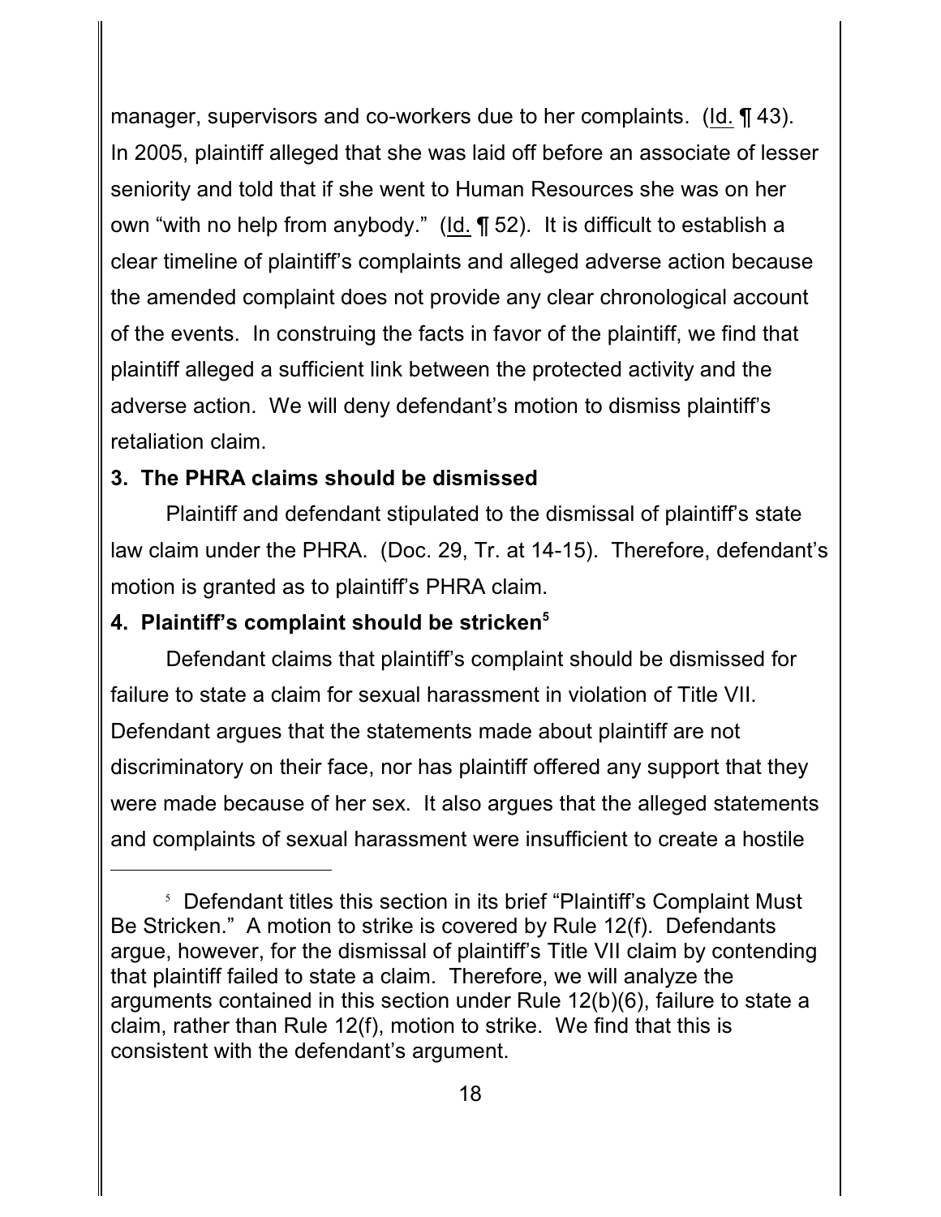manager, supervisors and co-workers due to her complaints. (Id. ¶ 43). In 2005, plaintiff alleged that she was laid off before an associate of lesser seniority and told that if she went to Human Resources she was on her own "with no help from anybody." (Id. ¶ 52). It is difficult to establish a clear timeline of plaintiff's complaints and alleged adverse action because the amended complaint does not provide any clear chronological account of the events. In construing the facts in favor of the plaintiff, we find that plaintiff alleged a sufficient link between the protected activity and the adverse action. We will deny defendant's motion to dismiss plaintiff's retaliation claim.

**3. The PHRA claims should be dismissed**

Plaintiff and defendant stipulated to the dismissal of plaintiff's state law claim under the PHRA. (Doc. 29, Tr. at 14-15). Therefore, defendant's motion is granted as to plaintiff's PHRA claim.

**4. Plaintiff's complaint should be stricken[5]**

Defendant claims that plaintiff's complaint should be dismissed for failure to state a claim for sexual harassment in violation of Title VII. Defendant argues that the statements made about plaintiff are not discriminatory on their face, nor has plaintiff offered any support that they were made because of her sex. It also argues that the alleged statements and complaints of sexual harassment were insufficient to create a hostile

---

[5] Defendant titles this section in its brief "Plaintiff's Complaint Must Be Stricken." A motion to strike is covered by Rule 12(f). Defendants argue, however, for the dismissal of plaintiff's Title VII claim by contending that plaintiff failed to state a claim. Therefore, we will analyze the arguments contained in this section under Rule 12(b)(6), failure to state a claim, rather than Rule 12(f), motion to strike. We find that this is consistent with the defendant's argument.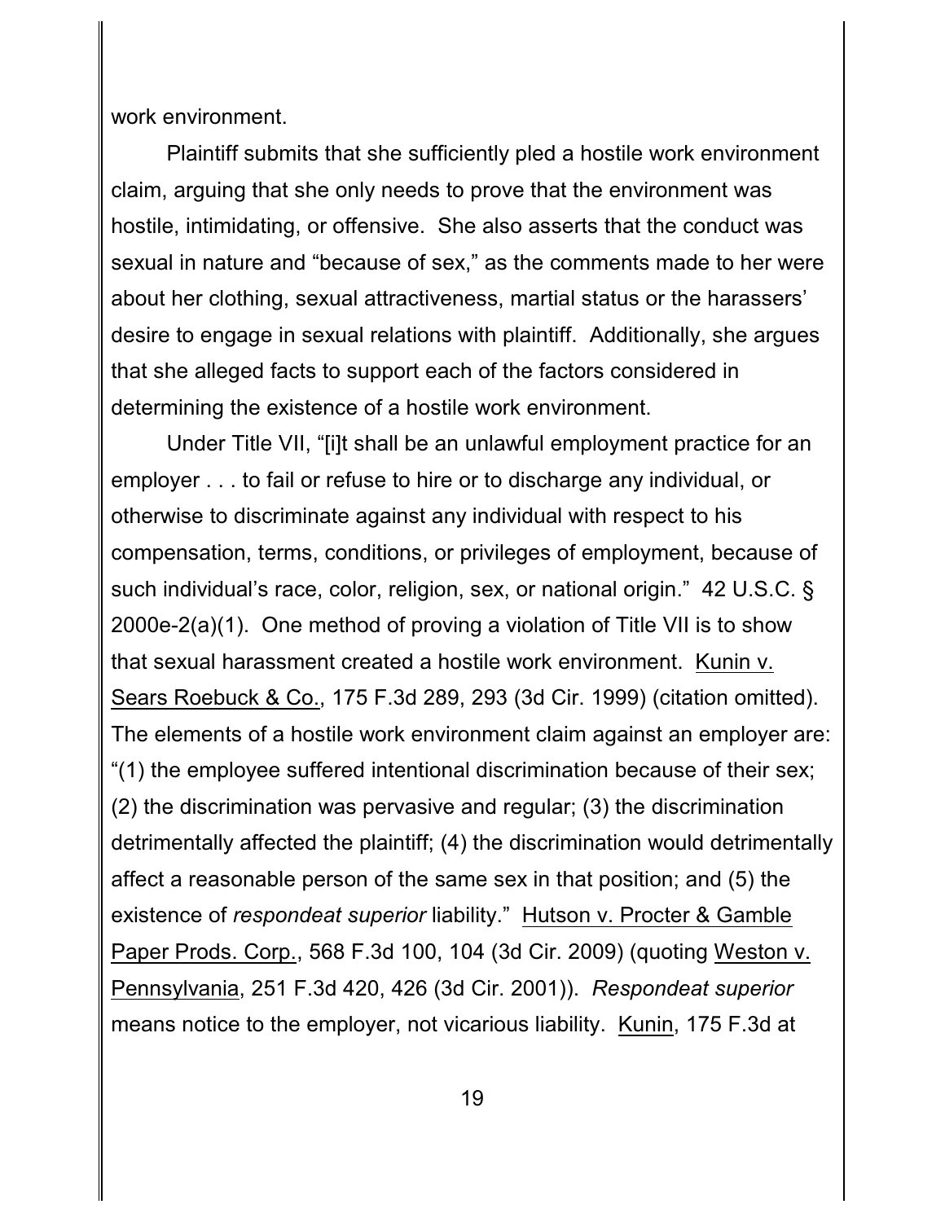work environment.

Plaintiff submits that she sufficiently pled a hostile work environment claim, arguing that she only needs to prove that the environment was hostile, intimidating, or offensive. She also asserts that the conduct was sexual in nature and "because of sex," as the comments made to her were about her clothing, sexual attractiveness, martial status or the harassers' desire to engage in sexual relations with plaintiff. Additionally, she argues that she alleged facts to support each of the factors considered in determining the existence of a hostile work environment.

Under Title VII, "[i]t shall be an unlawful employment practice for an employer . . . to fail or refuse to hire or to discharge any individual, or otherwise to discriminate against any individual with respect to his compensation, terms, conditions, or privileges of employment, because of such individual's race, color, religion, sex, or national origin." 42 U.S.C. § 2000e-2(a)(1). One method of proving a violation of Title VII is to show that sexual harassment created a hostile work environment. Kunin v. Sears Roebuck & Co., 175 F.3d 289, 293 (3d Cir. 1999) (citation omitted). The elements of a hostile work environment claim against an employer are: "(1) the employee suffered intentional discrimination because of their sex; (2) the discrimination was pervasive and regular; (3) the discrimination detrimentally affected the plaintiff; (4) the discrimination would detrimentally affect a reasonable person of the same sex in that position; and (5) the existence of *respondeat superior* liability." Hutson v. Procter & Gamble Paper Prods. Corp., 568 F.3d 100, 104 (3d Cir. 2009) (quoting Weston v. Pennsylvania, 251 F.3d 420, 426 (3d Cir. 2001)). *Respondeat superior* means notice to the employer, not vicarious liability. Kunin, 175 F.3d at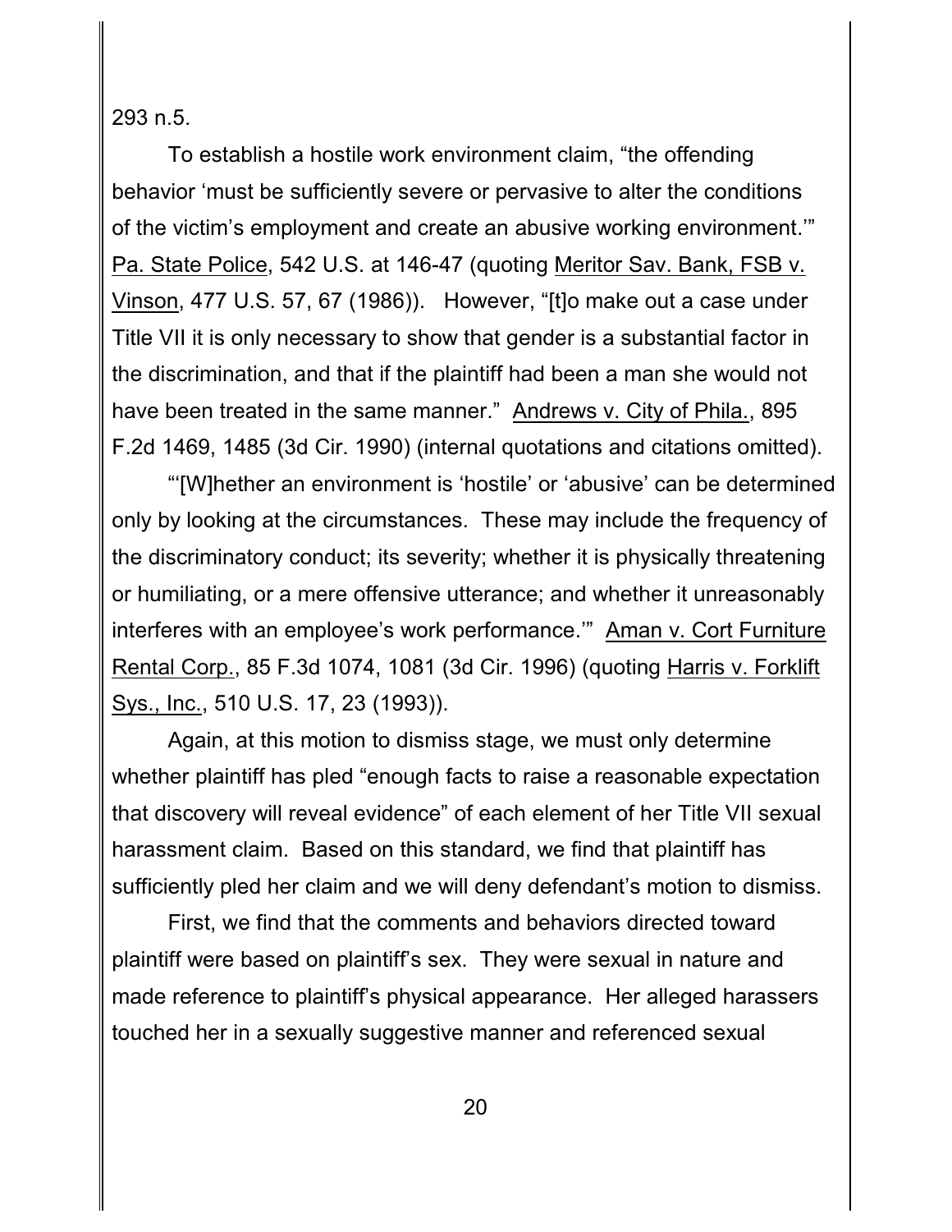293 n.5.

To establish a hostile work environment claim, "the offending behavior 'must be sufficiently severe or pervasive to alter the conditions of the victim's employment and create an abusive working environment.'" Pa. State Police, 542 U.S. at 146-47 (quoting Meritor Sav. Bank, FSB v. Vinson, 477 U.S. 57, 67 (1986)). However, "[t]o make out a case under Title VII it is only necessary to show that gender is a substantial factor in the discrimination, and that if the plaintiff had been a man she would not have been treated in the same manner." Andrews v. City of Phila., 895 F.2d 1469, 1485 (3d Cir. 1990) (internal quotations and citations omitted).

"'[W]hether an environment is 'hostile' or 'abusive' can be determined only by looking at the circumstances. These may include the frequency of the discriminatory conduct; its severity; whether it is physically threatening or humiliating, or a mere offensive utterance; and whether it unreasonably interferes with an employee's work performance.'" Aman v. Cort Furniture Rental Corp., 85 F.3d 1074, 1081 (3d Cir. 1996) (quoting Harris v. Forklift Sys., Inc., 510 U.S. 17, 23 (1993)).

Again, at this motion to dismiss stage, we must only determine whether plaintiff has pled "enough facts to raise a reasonable expectation that discovery will reveal evidence" of each element of her Title VII sexual harassment claim. Based on this standard, we find that plaintiff has sufficiently pled her claim and we will deny defendant's motion to dismiss.

First, we find that the comments and behaviors directed toward plaintiff were based on plaintiff's sex. They were sexual in nature and made reference to plaintiff's physical appearance. Her alleged harassers touched her in a sexually suggestive manner and referenced sexual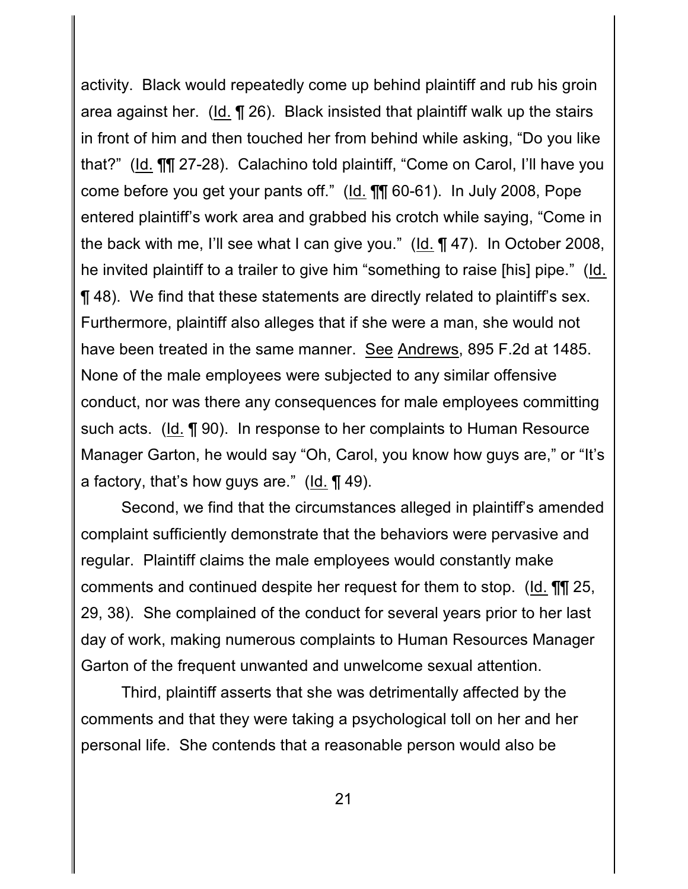activity. Black would repeatedly come up behind plaintiff and rub his groin area against her. (Id. ¶ 26). Black insisted that plaintiff walk up the stairs in front of him and then touched her from behind while asking, "Do you like that?" (Id. ¶¶ 27-28). Calachino told plaintiff, "Come on Carol, I'll have you come before you get your pants off." (Id. ¶¶ 60-61). In July 2008, Pope entered plaintiff's work area and grabbed his crotch while saying, "Come in the back with me, I'll see what I can give you." (Id. ¶ 47). In October 2008, he invited plaintiff to a trailer to give him "something to raise [his] pipe." (Id. ¶ 48). We find that these statements are directly related to plaintiff's sex. Furthermore, plaintiff also alleges that if she were a man, she would not have been treated in the same manner. See Andrews, 895 F.2d at 1485. None of the male employees were subjected to any similar offensive conduct, nor was there any consequences for male employees committing such acts. (Id. ¶ 90). In response to her complaints to Human Resource Manager Garton, he would say "Oh, Carol, you know how guys are," or "It's a factory, that's how guys are." (Id. ¶ 49).

Second, we find that the circumstances alleged in plaintiff's amended complaint sufficiently demonstrate that the behaviors were pervasive and regular. Plaintiff claims the male employees would constantly make comments and continued despite her request for them to stop. (Id. ¶¶ 25, 29, 38). She complained of the conduct for several years prior to her last day of work, making numerous complaints to Human Resources Manager Garton of the frequent unwanted and unwelcome sexual attention.

Third, plaintiff asserts that she was detrimentally affected by the comments and that they were taking a psychological toll on her and her personal life. She contends that a reasonable person would also be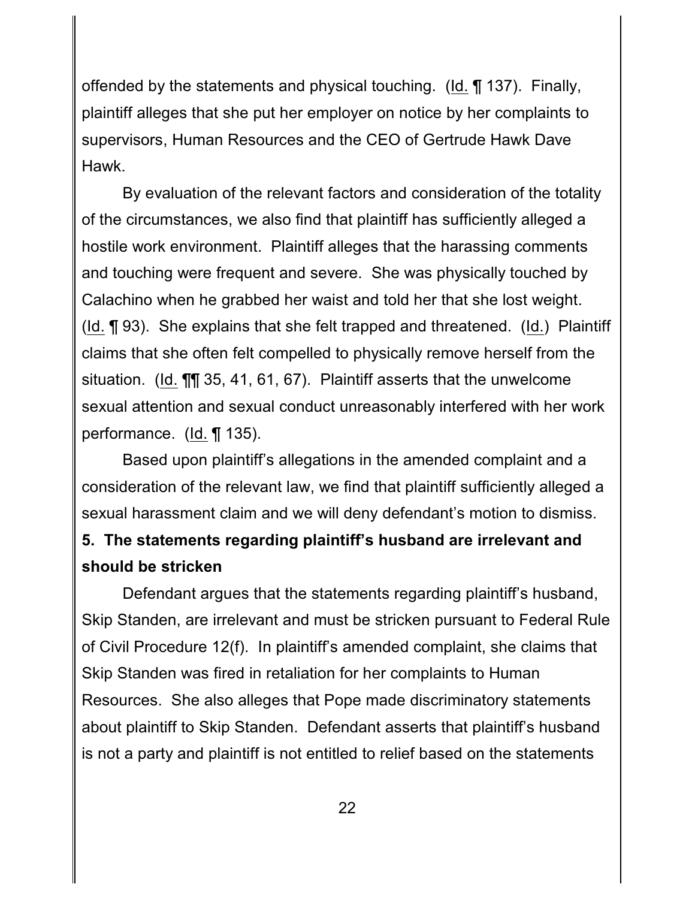offended by the statements and physical touching. (Id. ¶ 137). Finally, plaintiff alleges that she put her employer on notice by her complaints to supervisors, Human Resources and the CEO of Gertrude Hawk Dave Hawk.

By evaluation of the relevant factors and consideration of the totality of the circumstances, we also find that plaintiff has sufficiently alleged a hostile work environment. Plaintiff alleges that the harassing comments and touching were frequent and severe. She was physically touched by Calachino when he grabbed her waist and told her that she lost weight. (Id. ¶ 93). She explains that she felt trapped and threatened. (Id.) Plaintiff claims that she often felt compelled to physically remove herself from the situation. (Id. ¶¶ 35, 41, 61, 67). Plaintiff asserts that the unwelcome sexual attention and sexual conduct unreasonably interfered with her work performance. (Id. ¶ 135).

Based upon plaintiff's allegations in the amended complaint and a consideration of the relevant law, we find that plaintiff sufficiently alleged a sexual harassment claim and we will deny defendant's motion to dismiss.

**5. The statements regarding plaintiff's husband are irrelevant and should be stricken**

Defendant argues that the statements regarding plaintiff's husband, Skip Standen, are irrelevant and must be stricken pursuant to Federal Rule of Civil Procedure 12(f). In plaintiff's amended complaint, she claims that Skip Standen was fired in retaliation for her complaints to Human Resources. She also alleges that Pope made discriminatory statements about plaintiff to Skip Standen. Defendant asserts that plaintiff's husband is not a party and plaintiff is not entitled to relief based on the statements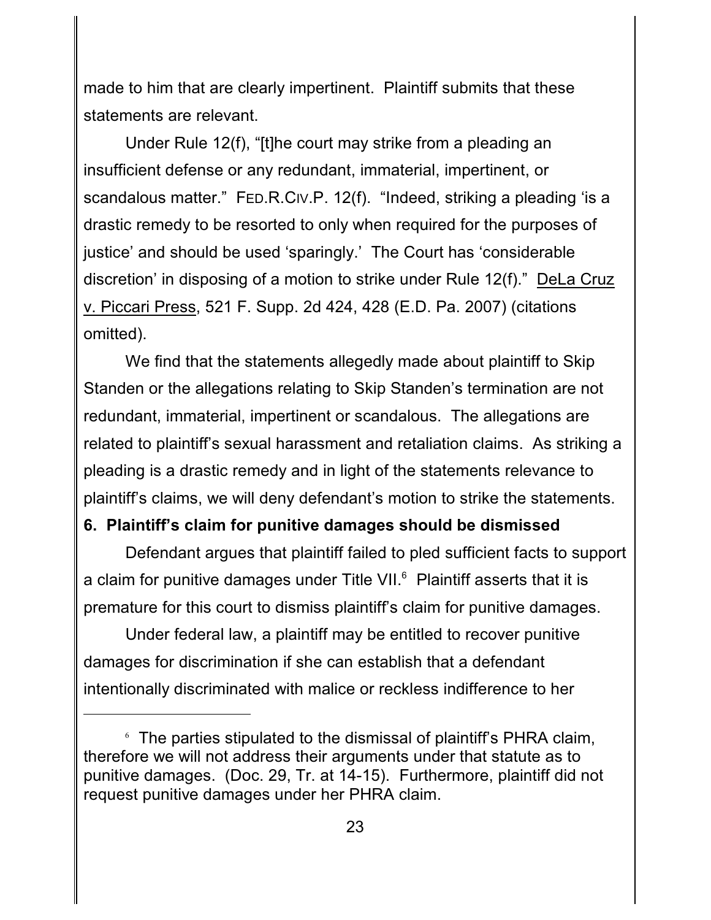made to him that are clearly impertinent. Plaintiff submits that these statements are relevant.

Under Rule 12(f), "[t]he court may strike from a pleading an insufficient defense or any redundant, immaterial, impertinent, or scandalous matter." FED.R.CIV.P. 12(f). "Indeed, striking a pleading 'is a drastic remedy to be resorted to only when required for the purposes of justice' and should be used 'sparingly.' The Court has 'considerable discretion' in disposing of a motion to strike under Rule 12(f)." DeLa Cruz v. Piccari Press, 521 F. Supp. 2d 424, 428 (E.D. Pa. 2007) (citations omitted).

We find that the statements allegedly made about plaintiff to Skip Standen or the allegations relating to Skip Standen's termination are not redundant, immaterial, impertinent or scandalous. The allegations are related to plaintiff's sexual harassment and retaliation claims. As striking a pleading is a drastic remedy and in light of the statements relevance to plaintiff's claims, we will deny defendant's motion to strike the statements.

**6. Plaintiff's claim for punitive damages should be dismissed**

Defendant argues that plaintiff failed to pled sufficient facts to support a claim for punitive damages under Title VII.[6] Plaintiff asserts that it is premature for this court to dismiss plaintiff's claim for punitive damages.

Under federal law, a plaintiff may be entitled to recover punitive damages for discrimination if she can establish that a defendant intentionally discriminated with malice or reckless indifference to her

---

[6] The parties stipulated to the dismissal of plaintiff's PHRA claim, therefore we will not address their arguments under that statute as to punitive damages. (Doc. 29, Tr. at 14-15). Furthermore, plaintiff did not request punitive damages under her PHRA claim.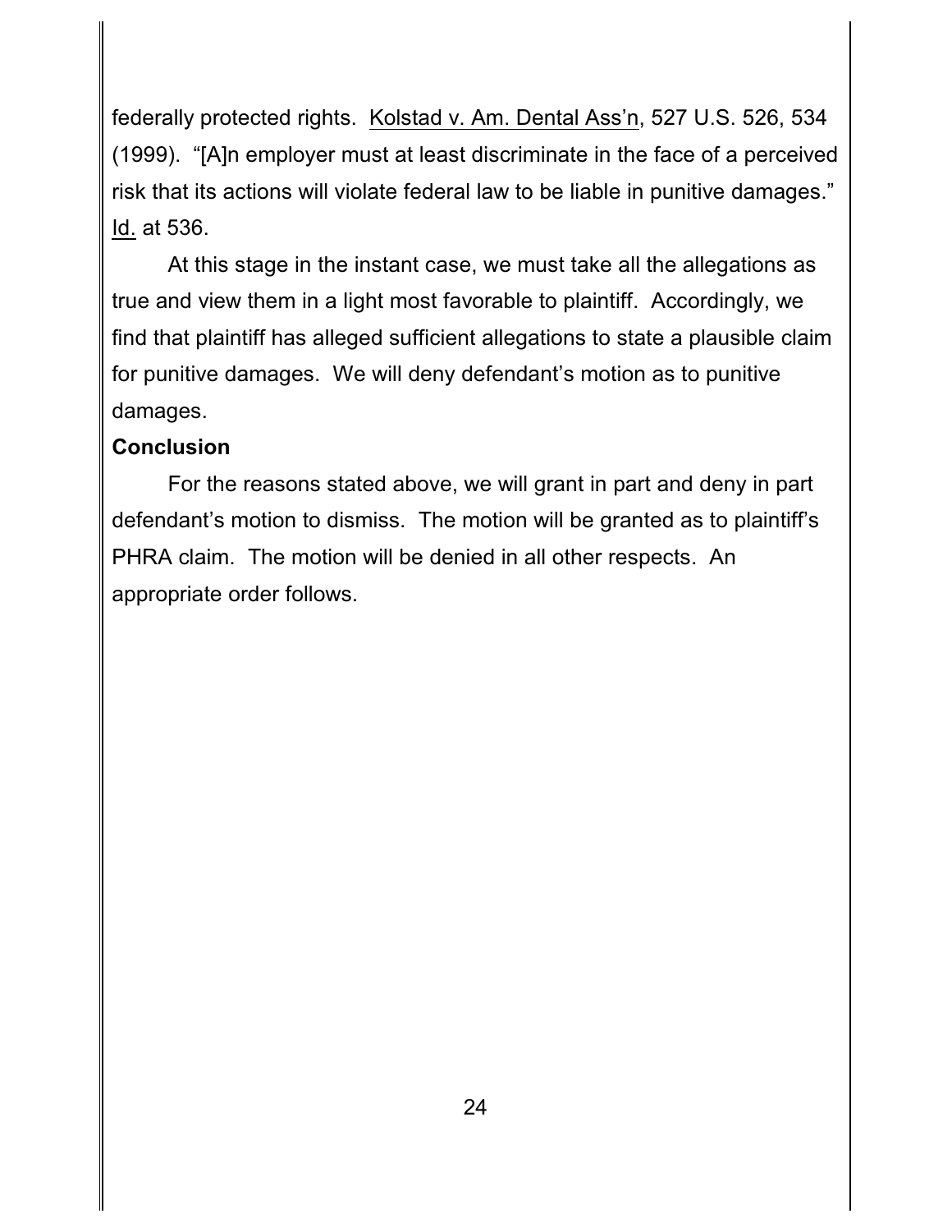federally protected rights. Kolstad v. Am. Dental Ass'n, 527 U.S. 526, 534 (1999). "[A]n employer must at least discriminate in the face of a perceived risk that its actions will violate federal law to be liable in punitive damages." Id. at 536.

At this stage in the instant case, we must take all the allegations as true and view them in a light most favorable to plaintiff. Accordingly, we find that plaintiff has alleged sufficient allegations to state a plausible claim for punitive damages. We will deny defendant's motion as to punitive damages.

**Conclusion**

For the reasons stated above, we will grant in part and deny in part defendant's motion to dismiss. The motion will be granted as to plaintiff's PHRA claim. The motion will be denied in all other respects. An appropriate order follows.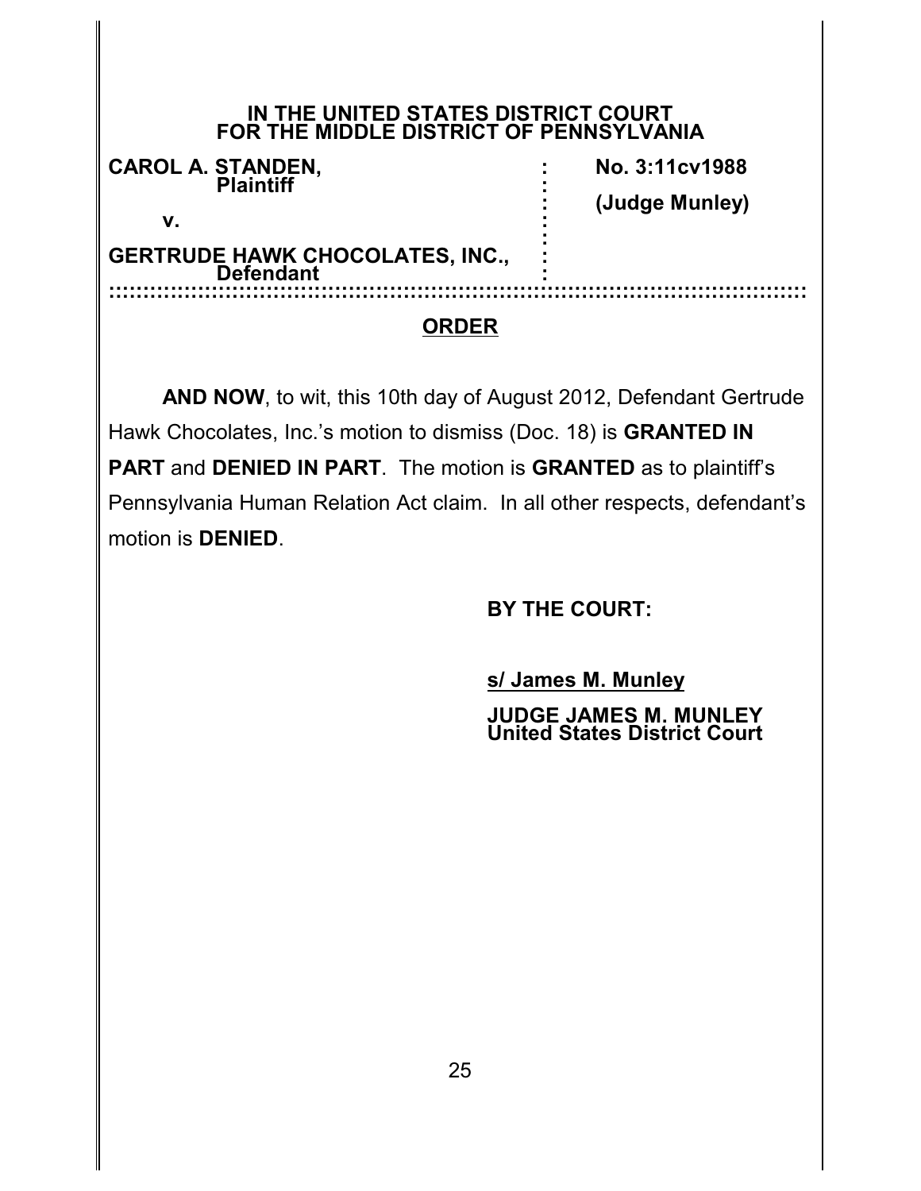**IN THE UNITED STATES DISTRICT COURT**
**FOR THE MIDDLE DISTRICT OF PENNSYLVANIA**

| | | |
|---|---|---|
| **CAROL A. STANDEN,** **Plaintiff** | : | **No. 3:11cv1988** |
| | : | **(Judge Munley)** |
| **v.** | : | |
| | : | |
| **GERTRUDE HAWK CHOCOLATES, INC.,** **Defendant** | : | |

## ORDER

**AND NOW**, to wit, this 10th day of August 2012, Defendant Gertrude Hawk Chocolates, Inc.'s motion to dismiss (Doc. 18) is **GRANTED IN PART** and **DENIED IN PART**. The motion is **GRANTED** as to plaintiff's Pennsylvania Human Relation Act claim. In all other respects, defendant's motion is **DENIED**.

**BY THE COURT:**

**s/ James M. Munley**

**JUDGE JAMES M. MUNLEY**
**United States District Court**